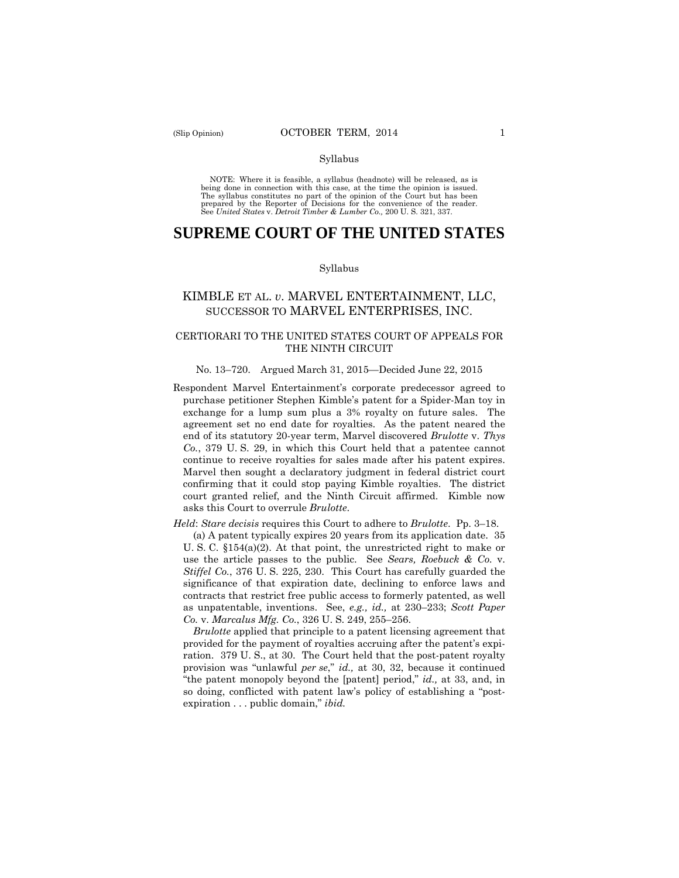Syllabus

NOTE: Where it is feasible, a syllabus (headnote) will be released, as is being done in connection with this case, at the time the opinion is issued. The syllabus constitutes no part of the opinion of the Court but has been prepared by the Reporter of Decisions for the convenience of the reader. See *United States* v. *Detroit Timber & Lumber Co.,* 200 U. S. 321, 337.

# SUPREME COURT OF THE UNITED STATES

Syllabus

## KIMBLE ET AL. *v*. MARVEL ENTERTAINMENT, LLC, SUCCESSOR TO MARVEL ENTERPRISES, INC.

### CERTIORARI TO THE UNITED STATES COURT OF APPEALS FOR THE NINTH CIRCUIT

No. 13–720. Argued March 31, 2015—Decided June 22, 2015

Respondent Marvel Entertainment's corporate predecessor agreed to purchase petitioner Stephen Kimble's patent for a Spider-Man toy in exchange for a lump sum plus a 3% royalty on future sales. The agreement set no end date for royalties. As the patent neared the end of its statutory 20-year term, Marvel discovered *Brulotte* v. *Thys Co.*, 379 U. S. 29, in which this Court held that a patentee cannot continue to receive royalties for sales made after his patent expires. Marvel then sought a declaratory judgment in federal district court confirming that it could stop paying Kimble royalties. The district court granted relief, and the Ninth Circuit affirmed. Kimble now asks this Court to overrule *Brulotte*.

*Held*: *Stare decisis* requires this Court to adhere to *Brulotte*. Pp. 3–18.

(a) A patent typically expires 20 years from its application date. 35 U. S. C. §154(a)(2). At that point, the unrestricted right to make or use the article passes to the public. See *Sears, Roebuck & Co.* v. *Stiffel Co.*, 376 U. S. 225, 230. This Court has carefully guarded the significance of that expiration date, declining to enforce laws and contracts that restrict free public access to formerly patented, as well as unpatentable, inventions. See, *e.g., id.,* at 230–233; *Scott Paper Co.* v. *Marcalus Mfg. Co.*, 326 U. S. 249, 255–256.

*Brulotte* applied that principle to a patent licensing agreement that provided for the payment of royalties accruing after the patent's expiration. 379 U. S., at 30. The Court held that the post-patent royalty provision was "unlawful *per se*," *id.,* at 30, 32, because it continued "the patent monopoly beyond the [patent] period," *id.,* at 33, and, in so doing, conflicted with patent law's policy of establishing a "post-expiration . . . public domain," *ibid.*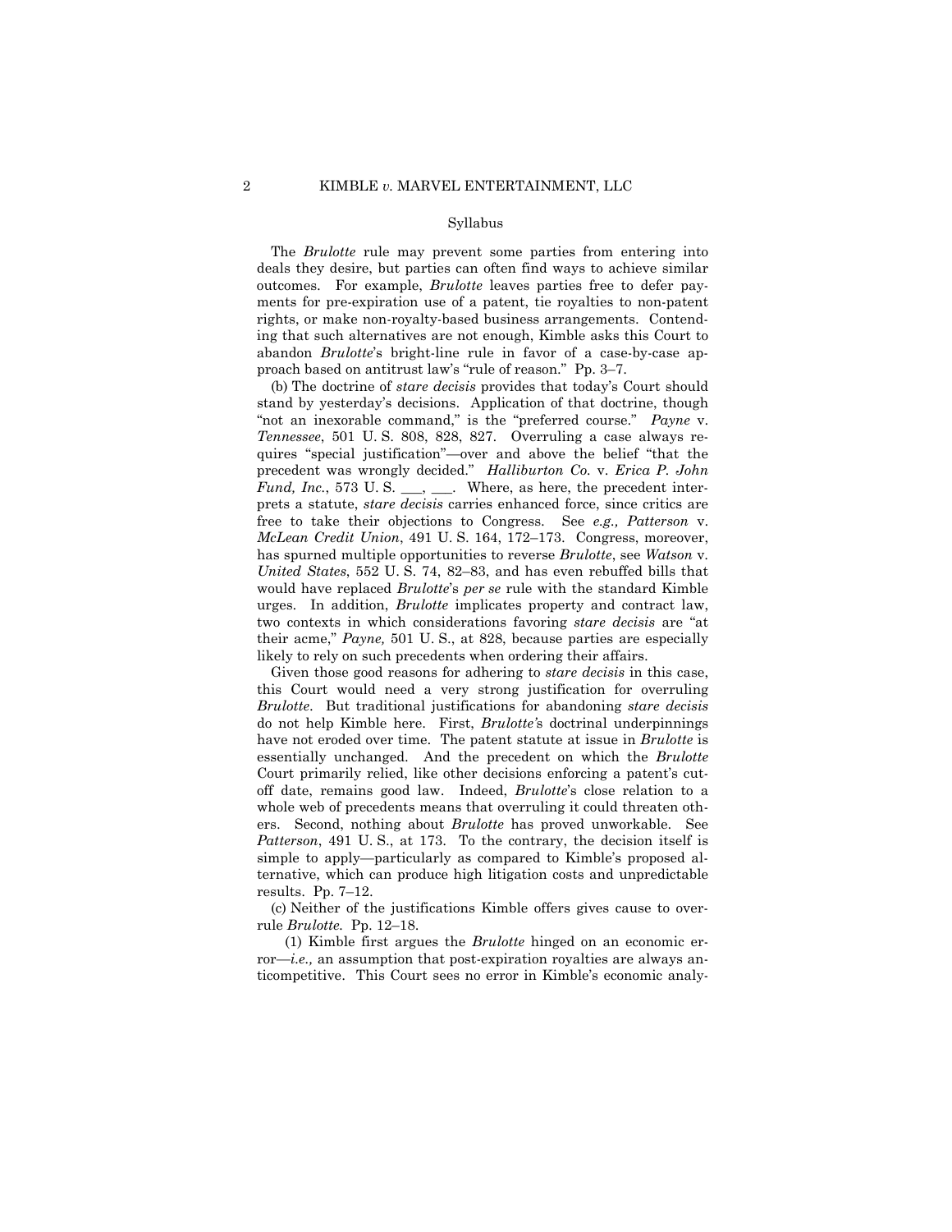Syllabus

The *Brulotte* rule may prevent some parties from entering into deals they desire, but parties can often find ways to achieve similar outcomes. For example, *Brulotte* leaves parties free to defer payments for pre-expiration use of a patent, tie royalties to non-patent rights, or make non-royalty-based business arrangements. Contending that such alternatives are not enough, Kimble asks this Court to abandon *Brulotte*'s bright-line rule in favor of a case-by-case approach based on antitrust law's "rule of reason." Pp. 3–7.

(b) The doctrine of *stare decisis* provides that today's Court should stand by yesterday's decisions. Application of that doctrine, though "not an inexorable command," is the "preferred course." *Payne* v. *Tennessee*, 501 U. S. 808, 828, 827. Overruling a case always requires "special justification"—over and above the belief "that the precedent was wrongly decided." *Halliburton Co.* v. *Erica P. John Fund, Inc.*, 573 U. S. \_\_\_, \_\_\_. Where, as here, the precedent interprets a statute, *stare decisis* carries enhanced force, since critics are free to take their objections to Congress. See *e.g., Patterson* v. *McLean Credit Union*, 491 U. S. 164, 172–173. Congress, moreover, has spurned multiple opportunities to reverse *Brulotte*, see *Watson* v. *United States*, 552 U. S. 74, 82–83, and has even rebuffed bills that would have replaced *Brulotte*'s *per se* rule with the standard Kimble urges. In addition, *Brulotte* implicates property and contract law, two contexts in which considerations favoring *stare decisis* are "at their acme," *Payne,* 501 U. S., at 828, because parties are especially likely to rely on such precedents when ordering their affairs.

Given those good reasons for adhering to *stare decisis* in this case, this Court would need a very strong justification for overruling *Brulotte*. But traditional justifications for abandoning *stare decisis* do not help Kimble here. First, *Brulotte'*s doctrinal underpinnings have not eroded over time. The patent statute at issue in *Brulotte* is essentially unchanged. And the precedent on which the *Brulotte* Court primarily relied, like other decisions enforcing a patent's cut-off date, remains good law. Indeed, *Brulotte*'s close relation to a whole web of precedents means that overruling it could threaten others. Second, nothing about *Brulotte* has proved unworkable. See *Patterson*, 491 U. S., at 173. To the contrary, the decision itself is simple to apply—particularly as compared to Kimble's proposed alternative, which can produce high litigation costs and unpredictable results. Pp. 7–12.

(c) Neither of the justifications Kimble offers gives cause to overrule *Brulotte.* Pp. 12–18.

(1) Kimble first argues the *Brulotte* hinged on an economic error—*i.e.,* an assumption that post-expiration royalties are always anticompetitive. This Court sees no error in Kimble's economic analy-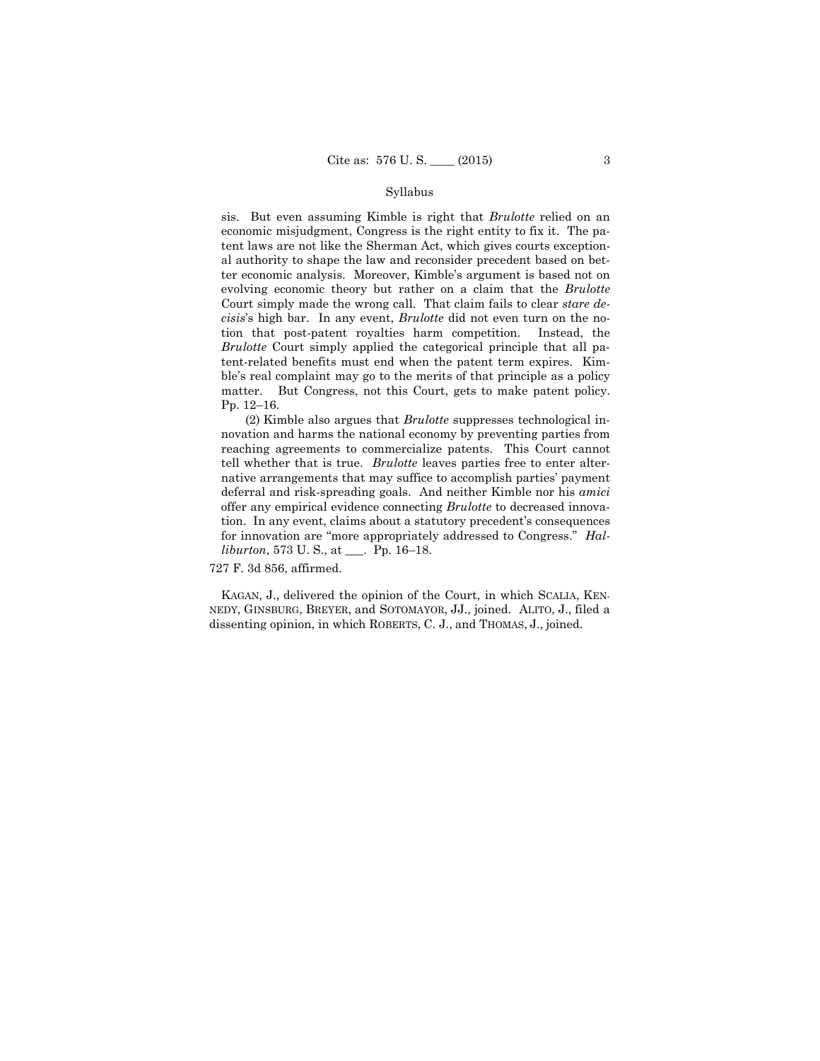sis. But even assuming Kimble is right that *Brulotte* relied on an economic misjudgment, Congress is the right entity to fix it. The patent laws are not like the Sherman Act, which gives courts exceptional authority to shape the law and reconsider precedent based on better economic analysis. Moreover, Kimble's argument is based not on evolving economic theory but rather on a claim that the *Brulotte* Court simply made the wrong call. That claim fails to clear *stare decisis*'s high bar. In any event, *Brulotte* did not even turn on the notion that post-patent royalties harm competition. Instead, the *Brulotte* Court simply applied the categorical principle that all patent-related benefits must end when the patent term expires. Kimble's real complaint may go to the merits of that principle as a policy matter. But Congress, not this Court, gets to make patent policy. Pp. 12–16.

(2) Kimble also argues that *Brulotte* suppresses technological innovation and harms the national economy by preventing parties from reaching agreements to commercialize patents. This Court cannot tell whether that is true. *Brulotte* leaves parties free to enter alternative arrangements that may suffice to accomplish parties' payment deferral and risk-spreading goals. And neither Kimble nor his *amici* offer any empirical evidence connecting *Brulotte* to decreased innovation. In any event, claims about a statutory precedent's consequences for innovation are "more appropriately addressed to Congress." *Halliburton*, 573 U. S., at \_\_\_. Pp. 16–18.

727 F. 3d 856, affirmed.

KAGAN, J., delivered the opinion of the Court, in which SCALIA, KENNEDY, GINSBURG, BREYER, and SOTOMAYOR, JJ., joined. ALITO, J., filed a dissenting opinion, in which ROBERTS, C. J., and THOMAS, J., joined.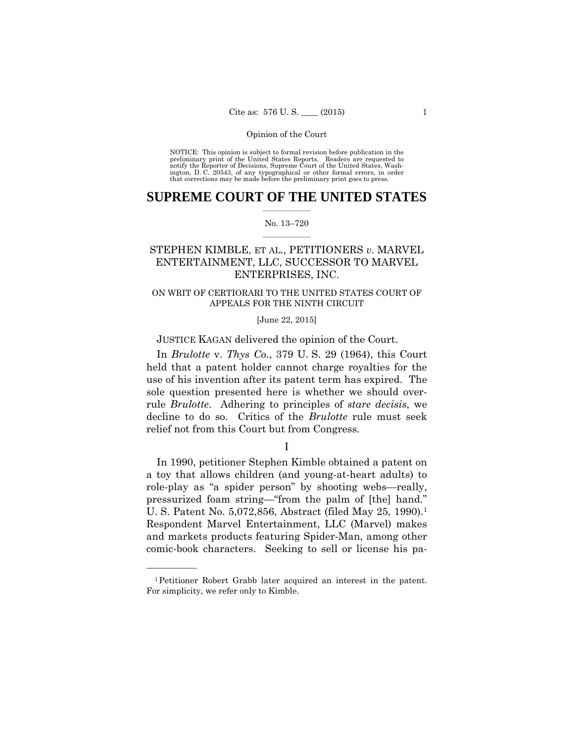Opinion of the Court

NOTICE: This opinion is subject to formal revision before publication in the preliminary print of the United States Reports. Readers are requested to notify the Reporter of Decisions, Supreme Court of the United States, Washington, D. C. 20543, of any typographical or other formal errors, in order that corrections may be made before the preliminary print goes to press.

# SUPREME COURT OF THE UNITED STATES

No. 13–720

STEPHEN KIMBLE, ET AL., PETITIONERS *v.* MARVEL ENTERTAINMENT, LLC, SUCCESSOR TO MARVEL ENTERPRISES, INC.

ON WRIT OF CERTIORARI TO THE UNITED STATES COURT OF APPEALS FOR THE NINTH CIRCUIT

[June 22, 2015]

JUSTICE KAGAN delivered the opinion of the Court.

In *Brulotte* v. *Thys Co.*, 379 U. S. 29 (1964), this Court held that a patent holder cannot charge royalties for the use of his invention after its patent term has expired. The sole question presented here is whether we should overrule *Brulotte*. Adhering to principles of *stare decisis*, we decline to do so. Critics of the *Brulotte* rule must seek relief not from this Court but from Congress.

I

In 1990, petitioner Stephen Kimble obtained a patent on a toy that allows children (and young-at-heart adults) to role-play as "a spider person" by shooting webs—really, pressurized foam string—"from the palm of [the] hand." U. S. Patent No. 5,072,856, Abstract (filed May 25, 1990).[1] Respondent Marvel Entertainment, LLC (Marvel) makes and markets products featuring Spider-Man, among other comic-book characters. Seeking to sell or license his pa-

[1] Petitioner Robert Grabb later acquired an interest in the patent. For simplicity, we refer only to Kimble.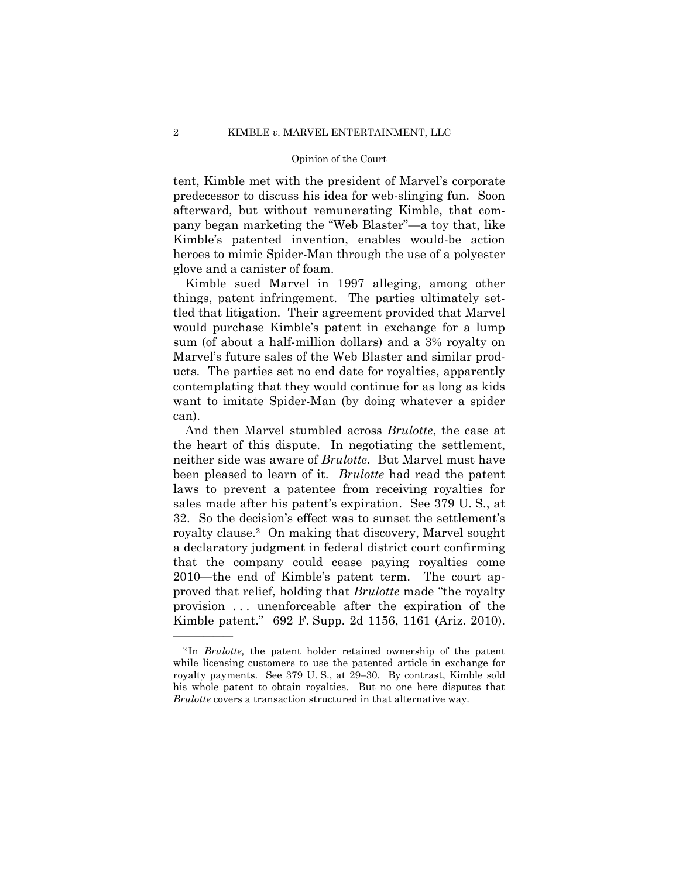tent, Kimble met with the president of Marvel's corporate predecessor to discuss his idea for web-slinging fun. Soon afterward, but without remunerating Kimble, that company began marketing the "Web Blaster"—a toy that, like Kimble's patented invention, enables would-be action heroes to mimic Spider-Man through the use of a polyester glove and a canister of foam.

Kimble sued Marvel in 1997 alleging, among other things, patent infringement. The parties ultimately settled that litigation. Their agreement provided that Marvel would purchase Kimble's patent in exchange for a lump sum (of about a half-million dollars) and a 3% royalty on Marvel's future sales of the Web Blaster and similar products. The parties set no end date for royalties, apparently contemplating that they would continue for as long as kids want to imitate Spider-Man (by doing whatever a spider can).

And then Marvel stumbled across *Brulotte*, the case at the heart of this dispute. In negotiating the settlement, neither side was aware of *Brulotte*. But Marvel must have been pleased to learn of it. *Brulotte* had read the patent laws to prevent a patentee from receiving royalties for sales made after his patent's expiration. See 379 U. S., at 32. So the decision's effect was to sunset the settlement's royalty clause.[2] On making that discovery, Marvel sought a declaratory judgment in federal district court confirming that the company could cease paying royalties come 2010—the end of Kimble's patent term. The court approved that relief, holding that *Brulotte* made "the royalty provision . . . unenforceable after the expiration of the Kimble patent." 692 F. Supp. 2d 1156, 1161 (Ariz. 2010).

---

[2] In *Brulotte,* the patent holder retained ownership of the patent while licensing customers to use the patented article in exchange for royalty payments. See 379 U. S., at 29–30. By contrast, Kimble sold his whole patent to obtain royalties. But no one here disputes that *Brulotte* covers a transaction structured in that alternative way.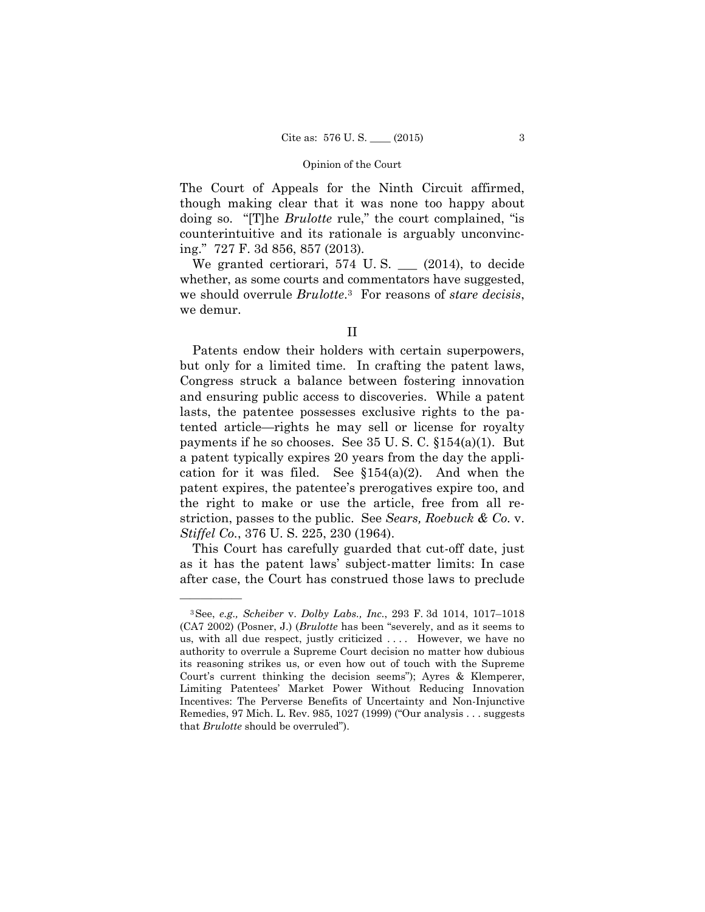The Court of Appeals for the Ninth Circuit affirmed, though making clear that it was none too happy about doing so. "[T]he *Brulotte* rule," the court complained, "is counterintuitive and its rationale is arguably unconvincing." 727 F. 3d 856, 857 (2013).

We granted certiorari, 574 U. S. ___ (2014), to decide whether, as some courts and commentators have suggested, we should overrule *Brulotte*.[3] For reasons of *stare decisis*, we demur.

## II

Patents endow their holders with certain superpowers, but only for a limited time. In crafting the patent laws, Congress struck a balance between fostering innovation and ensuring public access to discoveries. While a patent lasts, the patentee possesses exclusive rights to the patented article—rights he may sell or license for royalty payments if he so chooses. See 35 U. S. C. §154(a)(1). But a patent typically expires 20 years from the day the application for it was filed. See §154(a)(2). And when the patent expires, the patentee's prerogatives expire too, and the right to make or use the article, free from all restriction, passes to the public. See *Sears, Roebuck & Co.* v. *Stiffel Co.*, 376 U. S. 225, 230 (1964).

This Court has carefully guarded that cut-off date, just as it has the patent laws' subject-matter limits: In case after case, the Court has construed those laws to preclude

---

[3] See, *e.g., Scheiber* v. *Dolby Labs., Inc.*, 293 F. 3d 1014, 1017–1018 (CA7 2002) (Posner, J.) (*Brulotte* has been "severely, and as it seems to us, with all due respect, justly criticized . . . . However, we have no authority to overrule a Supreme Court decision no matter how dubious its reasoning strikes us, or even how out of touch with the Supreme Court's current thinking the decision seems"); Ayres & Klemperer, Limiting Patentees' Market Power Without Reducing Innovation Incentives: The Perverse Benefits of Uncertainty and Non-Injunctive Remedies, 97 Mich. L. Rev. 985, 1027 (1999) ("Our analysis . . . suggests that *Brulotte* should be overruled").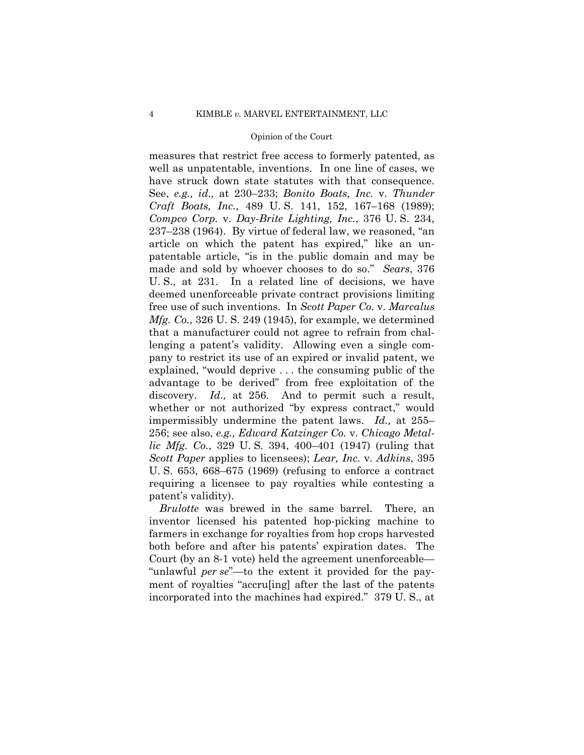measures that restrict free access to formerly patented, as well as unpatentable, inventions. In one line of cases, we have struck down state statutes with that consequence. See, *e.g., id.,* at 230–233; *Bonito Boats, Inc.* v. *Thunder Craft Boats, Inc.*, 489 U. S. 141, 152, 167–168 (1989); *Compco Corp.* v. *Day-Brite Lighting, Inc.*, 376 U. S. 234, 237–238 (1964). By virtue of federal law, we reasoned, "an article on which the patent has expired," like an unpatentable article, "is in the public domain and may be made and sold by whoever chooses to do so." *Sears*, 376 U. S., at 231. In a related line of decisions, we have deemed unenforceable private contract provisions limiting free use of such inventions. In *Scott Paper Co.* v. *Marcalus Mfg. Co.*, 326 U. S. 249 (1945), for example, we determined that a manufacturer could not agree to refrain from challenging a patent's validity. Allowing even a single company to restrict its use of an expired or invalid patent, we explained, "would deprive . . . the consuming public of the advantage to be derived" from free exploitation of the discovery. *Id.,* at 256. And to permit such a result, whether or not authorized "by express contract," would impermissibly undermine the patent laws. *Id.,* at 255–256; see also, *e.g., Edward Katzinger Co.* v. *Chicago Metallic Mfg. Co.*, 329 U. S. 394, 400–401 (1947) (ruling that *Scott Paper* applies to licensees); *Lear, Inc.* v. *Adkins*, 395 U. S. 653, 668–675 (1969) (refusing to enforce a contract requiring a licensee to pay royalties while contesting a patent's validity).

*Brulotte* was brewed in the same barrel. There, an inventor licensed his patented hop-picking machine to farmers in exchange for royalties from hop crops harvested both before and after his patents' expiration dates. The Court (by an 8-1 vote) held the agreement unenforceable—"unlawful *per se*"—to the extent it provided for the payment of royalties "accru[ing] after the last of the patents incorporated into the machines had expired." 379 U. S., at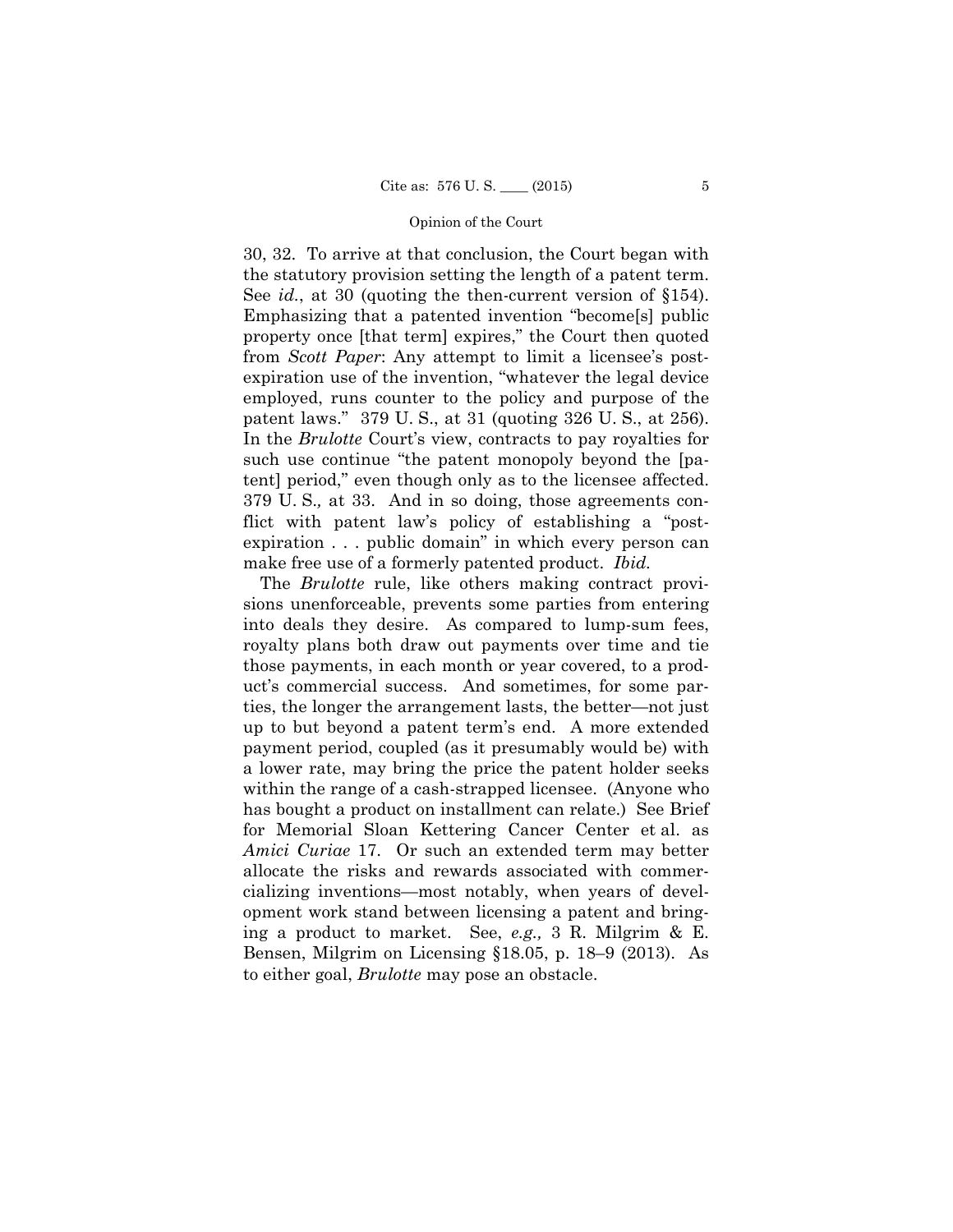30, 32. To arrive at that conclusion, the Court began with the statutory provision setting the length of a patent term. See *id.*, at 30 (quoting the then-current version of §154). Emphasizing that a patented invention "become[s] public property once [that term] expires," the Court then quoted from *Scott Paper*: Any attempt to limit a licensee's post-expiration use of the invention, "whatever the legal device employed, runs counter to the policy and purpose of the patent laws." 379 U. S., at 31 (quoting 326 U. S., at 256). In the *Brulotte* Court's view, contracts to pay royalties for such use continue "the patent monopoly beyond the [patent] period," even though only as to the licensee affected. 379 U. S., at 33. And in so doing, those agreements conflict with patent law's policy of establishing a "post-expiration . . . public domain" in which every person can make free use of a formerly patented product. *Ibid.*

The *Brulotte* rule, like others making contract provisions unenforceable, prevents some parties from entering into deals they desire. As compared to lump-sum fees, royalty plans both draw out payments over time and tie those payments, in each month or year covered, to a product's commercial success. And sometimes, for some parties, the longer the arrangement lasts, the better—not just up to but beyond a patent term's end. A more extended payment period, coupled (as it presumably would be) with a lower rate, may bring the price the patent holder seeks within the range of a cash-strapped licensee. (Anyone who has bought a product on installment can relate.) See Brief for Memorial Sloan Kettering Cancer Center et al. as *Amici Curiae* 17. Or such an extended term may better allocate the risks and rewards associated with commercializing inventions—most notably, when years of development work stand between licensing a patent and bringing a product to market. See, *e.g.,* 3 R. Milgrim & E. Bensen, Milgrim on Licensing §18.05, p. 18–9 (2013). As to either goal, *Brulotte* may pose an obstacle.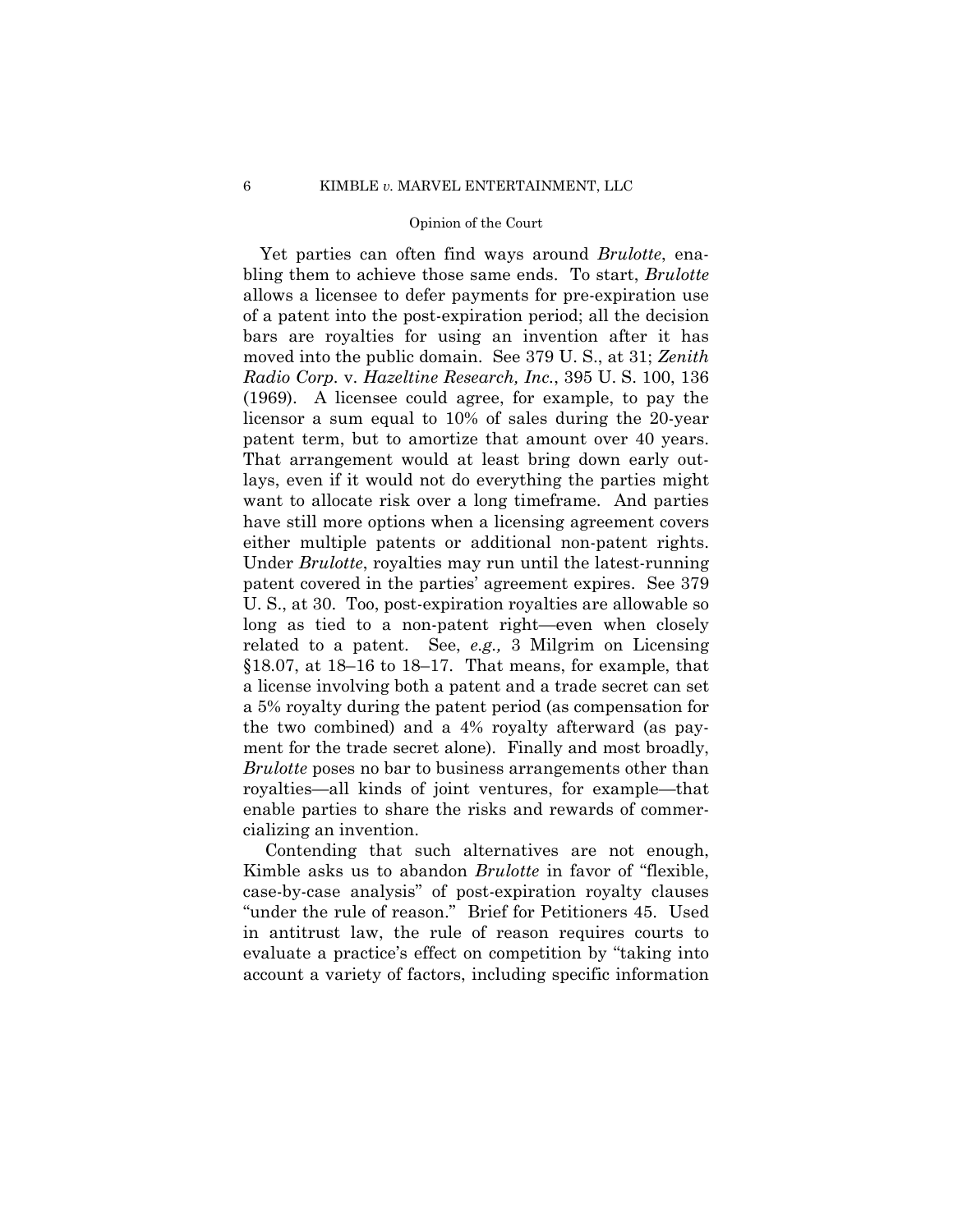Yet parties can often find ways around *Brulotte*, enabling them to achieve those same ends. To start, *Brulotte* allows a licensee to defer payments for pre-expiration use of a patent into the post-expiration period; all the decision bars are royalties for using an invention after it has moved into the public domain. See 379 U. S., at 31; *Zenith Radio Corp.* v. *Hazeltine Research, Inc.*, 395 U. S. 100, 136 (1969). A licensee could agree, for example, to pay the licensor a sum equal to 10% of sales during the 20-year patent term, but to amortize that amount over 40 years. That arrangement would at least bring down early outlays, even if it would not do everything the parties might want to allocate risk over a long timeframe. And parties have still more options when a licensing agreement covers either multiple patents or additional non-patent rights. Under *Brulotte*, royalties may run until the latest-running patent covered in the parties' agreement expires. See 379 U. S., at 30. Too, post-expiration royalties are allowable so long as tied to a non-patent right—even when closely related to a patent. See, *e.g.,* 3 Milgrim on Licensing §18.07, at 18–16 to 18–17. That means, for example, that a license involving both a patent and a trade secret can set a 5% royalty during the patent period (as compensation for the two combined) and a 4% royalty afterward (as payment for the trade secret alone). Finally and most broadly, *Brulotte* poses no bar to business arrangements other than royalties—all kinds of joint ventures, for example—that enable parties to share the risks and rewards of commercializing an invention.

Contending that such alternatives are not enough, Kimble asks us to abandon *Brulotte* in favor of "flexible, case-by-case analysis" of post-expiration royalty clauses "under the rule of reason." Brief for Petitioners 45. Used in antitrust law, the rule of reason requires courts to evaluate a practice's effect on competition by "taking into account a variety of factors, including specific information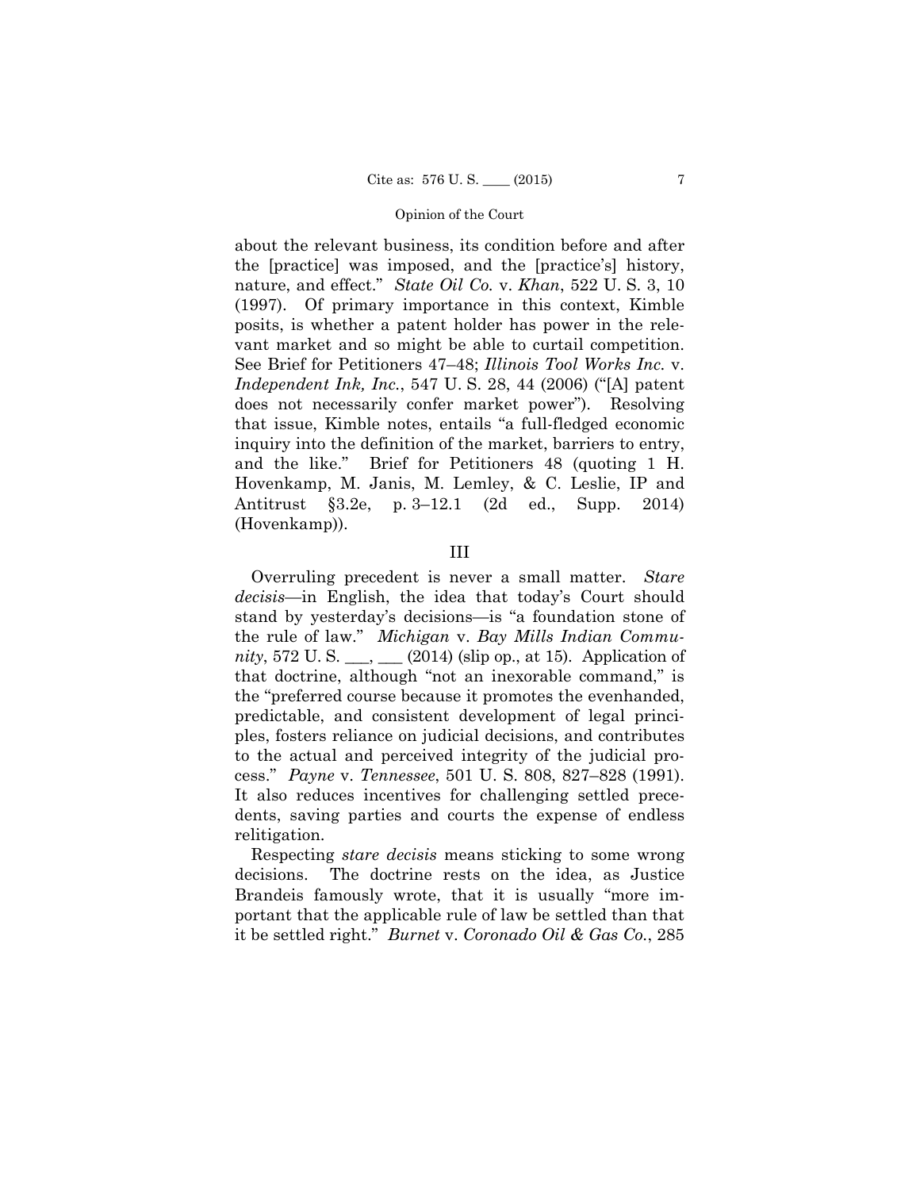about the relevant business, its condition before and after the [practice] was imposed, and the [practice's] history, nature, and effect." *State Oil Co.* v. *Khan*, 522 U. S. 3, 10 (1997). Of primary importance in this context, Kimble posits, is whether a patent holder has power in the relevant market and so might be able to curtail competition. See Brief for Petitioners 47–48; *Illinois Tool Works Inc.* v. *Independent Ink, Inc.*, 547 U. S. 28, 44 (2006) ("[A] patent does not necessarily confer market power"). Resolving that issue, Kimble notes, entails "a full-fledged economic inquiry into the definition of the market, barriers to entry, and the like." Brief for Petitioners 48 (quoting 1 H. Hovenkamp, M. Janis, M. Lemley, & C. Leslie, IP and Antitrust §3.2e, p. 3–12.1 (2d ed., Supp. 2014) (Hovenkamp)).

## III

Overruling precedent is never a small matter. *Stare decisis*—in English, the idea that today's Court should stand by yesterday's decisions—is "a foundation stone of the rule of law." *Michigan* v. *Bay Mills Indian Community*, 572 U. S. ___, ___ (2014) (slip op., at 15). Application of that doctrine, although "not an inexorable command," is the "preferred course because it promotes the evenhanded, predictable, and consistent development of legal principles, fosters reliance on judicial decisions, and contributes to the actual and perceived integrity of the judicial process." *Payne* v. *Tennessee*, 501 U. S. 808, 827–828 (1991). It also reduces incentives for challenging settled precedents, saving parties and courts the expense of endless relitigation.

Respecting *stare decisis* means sticking to some wrong decisions. The doctrine rests on the idea, as Justice Brandeis famously wrote, that it is usually "more important that the applicable rule of law be settled than that it be settled right." *Burnet* v. *Coronado Oil & Gas Co.*, 285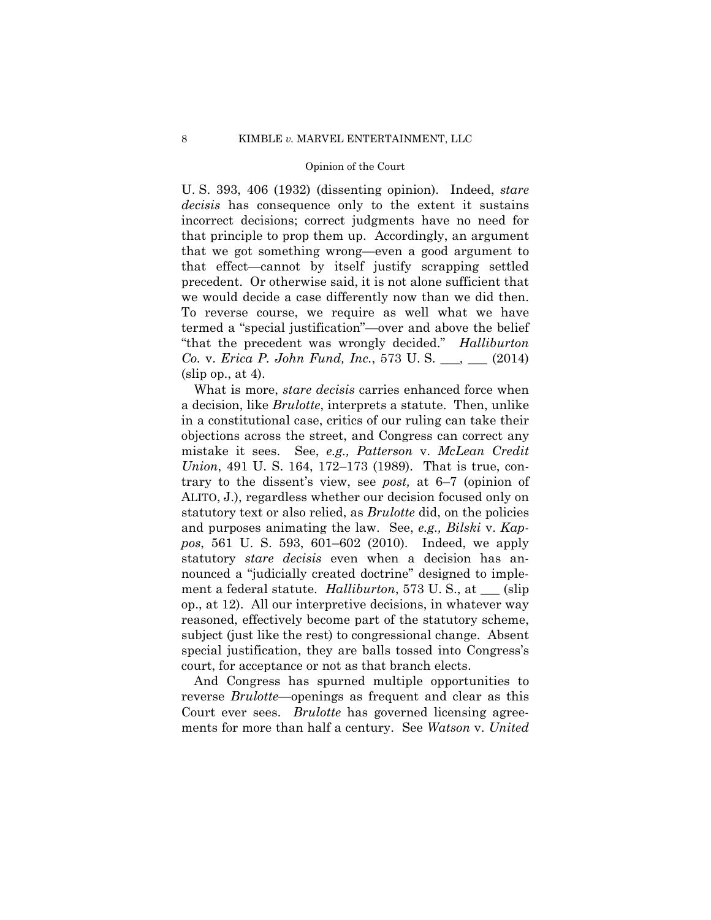U. S. 393, 406 (1932) (dissenting opinion). Indeed, *stare decisis* has consequence only to the extent it sustains incorrect decisions; correct judgments have no need for that principle to prop them up. Accordingly, an argument that we got something wrong—even a good argument to that effect—cannot by itself justify scrapping settled precedent. Or otherwise said, it is not alone sufficient that we would decide a case differently now than we did then. To reverse course, we require as well what we have termed a "special justification"—over and above the belief "that the precedent was wrongly decided." *Halliburton Co.* v. *Erica P. John Fund, Inc.*, 573 U. S. ___, ___ (2014) (slip op., at 4).

What is more, *stare decisis* carries enhanced force when a decision, like *Brulotte*, interprets a statute. Then, unlike in a constitutional case, critics of our ruling can take their objections across the street, and Congress can correct any mistake it sees. See, *e.g., Patterson* v. *McLean Credit Union*, 491 U. S. 164, 172–173 (1989). That is true, contrary to the dissent's view, see *post,* at 6–7 (opinion of ALITO, J.), regardless whether our decision focused only on statutory text or also relied, as *Brulotte* did, on the policies and purposes animating the law. See, *e.g., Bilski* v. *Kappos*, 561 U. S. 593, 601–602 (2010). Indeed, we apply statutory *stare decisis* even when a decision has announced a "judicially created doctrine" designed to implement a federal statute. *Halliburton*, 573 U. S., at ___ (slip op., at 12). All our interpretive decisions, in whatever way reasoned, effectively become part of the statutory scheme, subject (just like the rest) to congressional change. Absent special justification, they are balls tossed into Congress's court, for acceptance or not as that branch elects.

And Congress has spurned multiple opportunities to reverse *Brulotte*—openings as frequent and clear as this Court ever sees. *Brulotte* has governed licensing agreements for more than half a century. See *Watson* v. *United*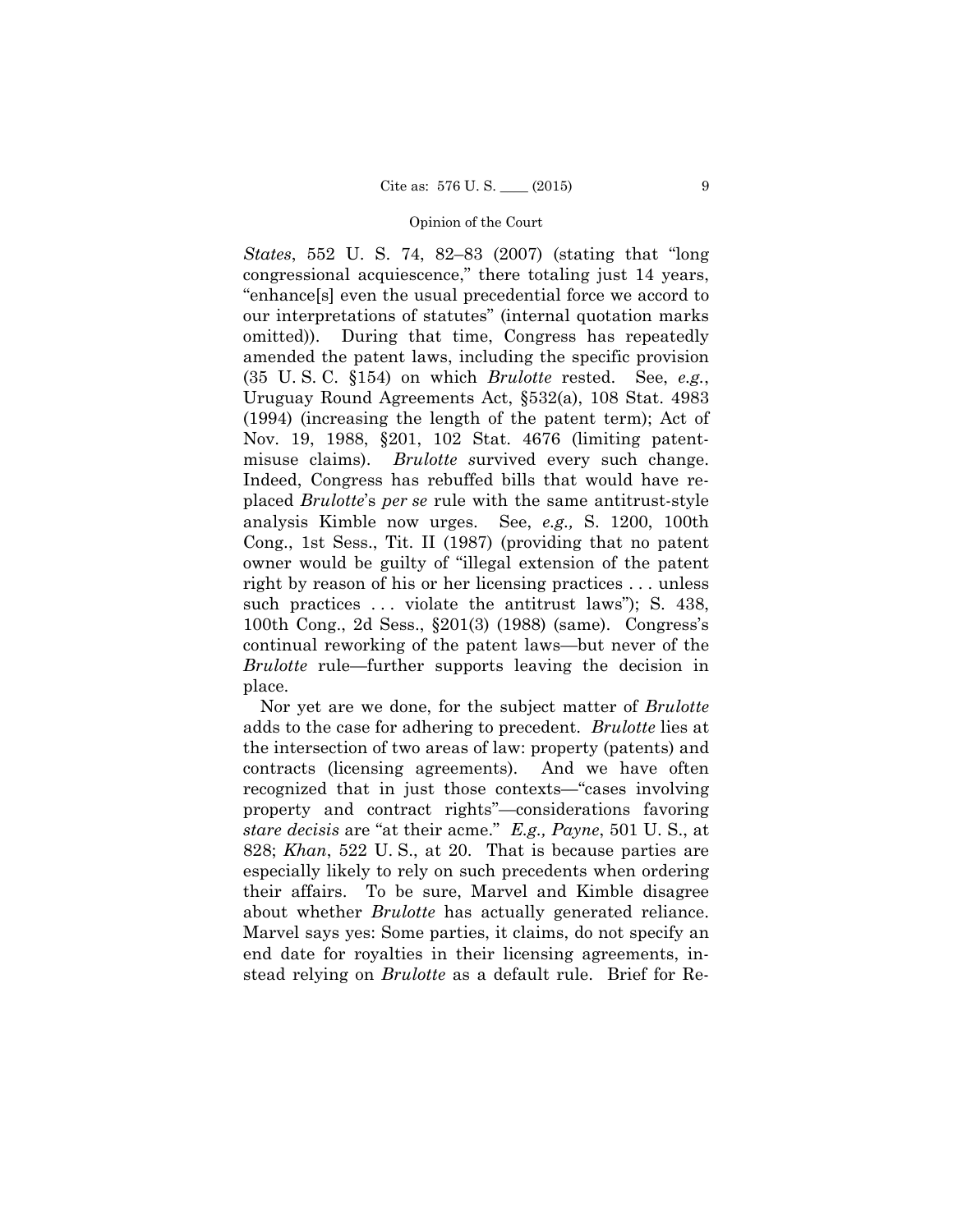*States*, 552 U. S. 74, 82–83 (2007) (stating that "long congressional acquiescence," there totaling just 14 years, "enhance[s] even the usual precedential force we accord to our interpretations of statutes" (internal quotation marks omitted)). During that time, Congress has repeatedly amended the patent laws, including the specific provision (35 U. S. C. §154) on which *Brulotte* rested. See, *e.g.*, Uruguay Round Agreements Act, §532(a), 108 Stat. 4983 (1994) (increasing the length of the patent term); Act of Nov. 19, 1988, §201, 102 Stat. 4676 (limiting patent-misuse claims). *Brulotte* survived every such change. Indeed, Congress has rebuffed bills that would have replaced *Brulotte*'s *per se* rule with the same antitrust-style analysis Kimble now urges. See, *e.g.,* S. 1200, 100th Cong., 1st Sess., Tit. II (1987) (providing that no patent owner would be guilty of "illegal extension of the patent right by reason of his or her licensing practices . . . unless such practices . . . violate the antitrust laws"); S. 438, 100th Cong., 2d Sess., §201(3) (1988) (same). Congress's continual reworking of the patent laws—but never of the *Brulotte* rule—further supports leaving the decision in place.

Nor yet are we done, for the subject matter of *Brulotte* adds to the case for adhering to precedent. *Brulotte* lies at the intersection of two areas of law: property (patents) and contracts (licensing agreements). And we have often recognized that in just those contexts—"cases involving property and contract rights"—considerations favoring *stare decisis* are "at their acme." *E.g., Payne*, 501 U. S., at 828; *Khan*, 522 U. S., at 20. That is because parties are especially likely to rely on such precedents when ordering their affairs. To be sure, Marvel and Kimble disagree about whether *Brulotte* has actually generated reliance. Marvel says yes: Some parties, it claims, do not specify an end date for royalties in their licensing agreements, instead relying on *Brulotte* as a default rule. Brief for Re-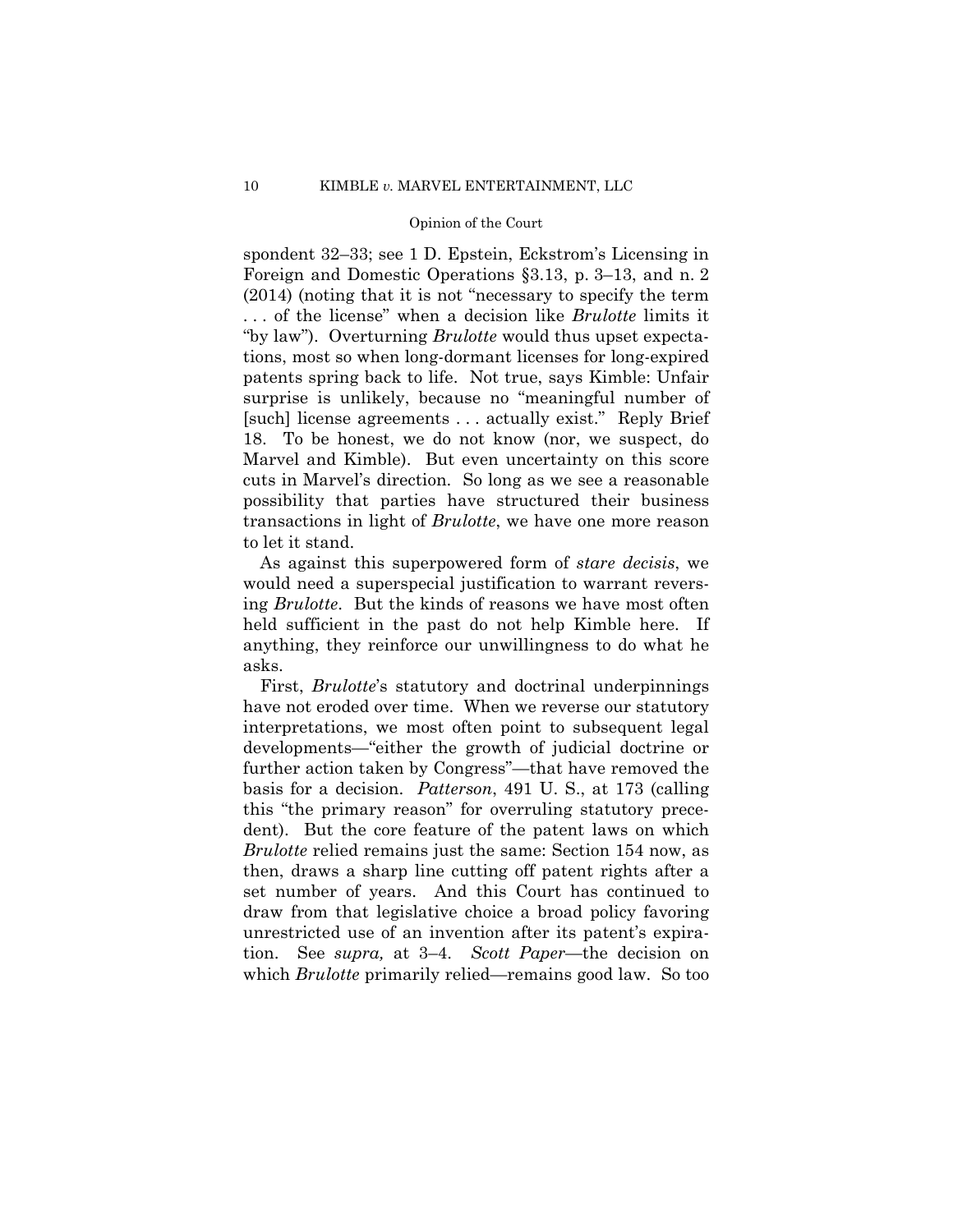spondent 32–33; see 1 D. Epstein, Eckstrom's Licensing in Foreign and Domestic Operations §3.13, p. 3–13, and n. 2 (2014) (noting that it is not "necessary to specify the term . . . of the license" when a decision like *Brulotte* limits it "by law"). Overturning *Brulotte* would thus upset expectations, most so when long-dormant licenses for long-expired patents spring back to life. Not true, says Kimble: Unfair surprise is unlikely, because no "meaningful number of [such] license agreements . . . actually exist." Reply Brief 18. To be honest, we do not know (nor, we suspect, do Marvel and Kimble). But even uncertainty on this score cuts in Marvel's direction. So long as we see a reasonable possibility that parties have structured their business transactions in light of *Brulotte*, we have one more reason to let it stand.

As against this superpowered form of *stare decisis*, we would need a superspecial justification to warrant reversing *Brulotte*. But the kinds of reasons we have most often held sufficient in the past do not help Kimble here. If anything, they reinforce our unwillingness to do what he asks.

First, *Brulotte*'s statutory and doctrinal underpinnings have not eroded over time. When we reverse our statutory interpretations, we most often point to subsequent legal developments—"either the growth of judicial doctrine or further action taken by Congress"—that have removed the basis for a decision. *Patterson*, 491 U. S., at 173 (calling this "the primary reason" for overruling statutory precedent). But the core feature of the patent laws on which *Brulotte* relied remains just the same: Section 154 now, as then, draws a sharp line cutting off patent rights after a set number of years. And this Court has continued to draw from that legislative choice a broad policy favoring unrestricted use of an invention after its patent's expiration. See *supra,* at 3–4. *Scott Paper*—the decision on which *Brulotte* primarily relied—remains good law. So too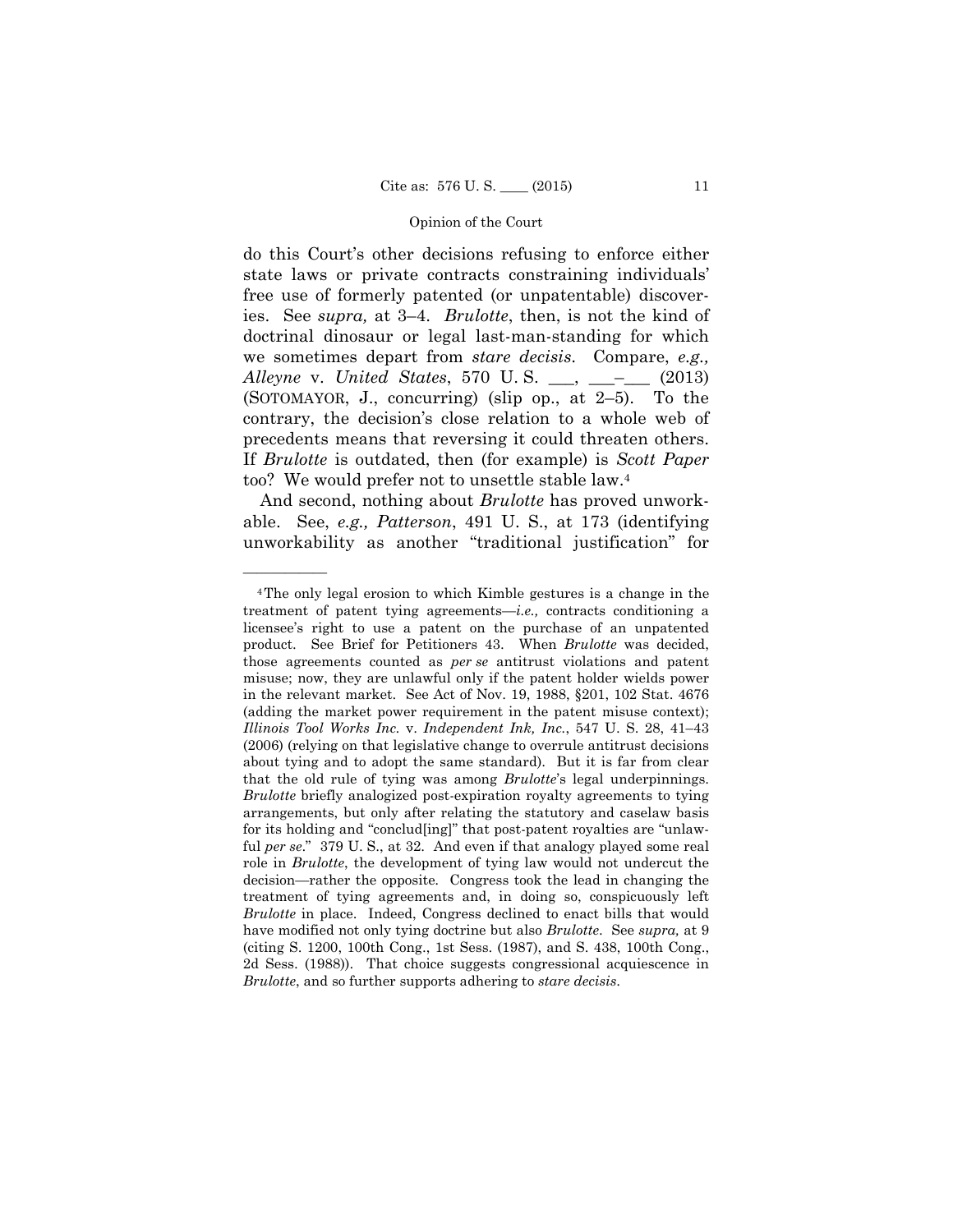do this Court's other decisions refusing to enforce either state laws or private contracts constraining individuals' free use of formerly patented (or unpatentable) discoveries. See *supra,* at 3–4. *Brulotte*, then, is not the kind of doctrinal dinosaur or legal last-man-standing for which we sometimes depart from *stare decisis*. Compare, *e.g., Alleyne* v. *United States*, 570 U. S. ___, ___–___ (2013) (SOTOMAYOR, J., concurring) (slip op., at 2–5). To the contrary, the decision's close relation to a whole web of precedents means that reversing it could threaten others. If *Brulotte* is outdated, then (for example) is *Scott Paper* too? We would prefer not to unsettle stable law.[4]

And second, nothing about *Brulotte* has proved unworkable. See, *e.g., Patterson*, 491 U. S., at 173 (identifying unworkability as another "traditional justification" for

---

[4] The only legal erosion to which Kimble gestures is a change in the treatment of patent tying agreements—*i.e.,* contracts conditioning a licensee's right to use a patent on the purchase of an unpatented product. See Brief for Petitioners 43. When *Brulotte* was decided, those agreements counted as *per se* antitrust violations and patent misuse; now, they are unlawful only if the patent holder wields power in the relevant market. See Act of Nov. 19, 1988, §201, 102 Stat. 4676 (adding the market power requirement in the patent misuse context); *Illinois Tool Works Inc.* v. *Independent Ink, Inc.*, 547 U. S. 28, 41–43 (2006) (relying on that legislative change to overrule antitrust decisions about tying and to adopt the same standard). But it is far from clear that the old rule of tying was among *Brulotte*'s legal underpinnings. *Brulotte* briefly analogized post-expiration royalty agreements to tying arrangements, but only after relating the statutory and caselaw basis for its holding and "conclud[ing]" that post-patent royalties are "unlawful *per se*." 379 U. S., at 32. And even if that analogy played some real role in *Brulotte*, the development of tying law would not undercut the decision—rather the opposite. Congress took the lead in changing the treatment of tying agreements and, in doing so, conspicuously left *Brulotte* in place. Indeed, Congress declined to enact bills that would have modified not only tying doctrine but also *Brulotte*. See *supra,* at 9 (citing S. 1200, 100th Cong., 1st Sess. (1987), and S. 438, 100th Cong., 2d Sess. (1988)). That choice suggests congressional acquiescence in *Brulotte*, and so further supports adhering to *stare decisis*.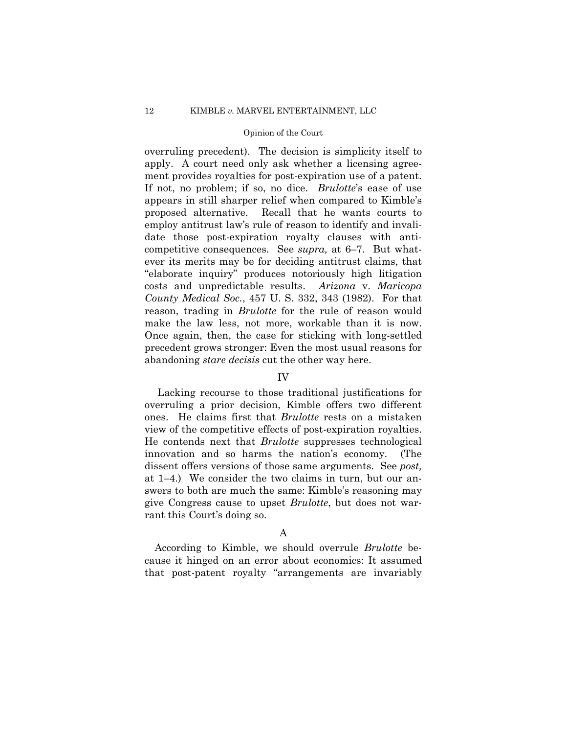overruling precedent). The decision is simplicity itself to apply. A court need only ask whether a licensing agreement provides royalties for post-expiration use of a patent. If not, no problem; if so, no dice. *Brulotte*'s ease of use appears in still sharper relief when compared to Kimble's proposed alternative. Recall that he wants courts to employ antitrust law's rule of reason to identify and invalidate those post-expiration royalty clauses with anticompetitive consequences. See *supra,* at 6–7. But whatever its merits may be for deciding antitrust claims, that "elaborate inquiry" produces notoriously high litigation costs and unpredictable results. *Arizona* v. *Maricopa County Medical Soc.*, 457 U. S. 332, 343 (1982). For that reason, trading in *Brulotte* for the rule of reason would make the law less, not more, workable than it is now. Once again, then, the case for sticking with long-settled precedent grows stronger: Even the most usual reasons for abandoning *stare decisis* cut the other way here.

## IV

Lacking recourse to those traditional justifications for overruling a prior decision, Kimble offers two different ones. He claims first that *Brulotte* rests on a mistaken view of the competitive effects of post-expiration royalties. He contends next that *Brulotte* suppresses technological innovation and so harms the nation's economy. (The dissent offers versions of those same arguments. See *post,* at 1–4.) We consider the two claims in turn, but our answers to both are much the same: Kimble's reasoning may give Congress cause to upset *Brulotte*, but does not warrant this Court's doing so.

### A

According to Kimble, we should overrule *Brulotte* because it hinged on an error about economics: It assumed that post-patent royalty "arrangements are invariably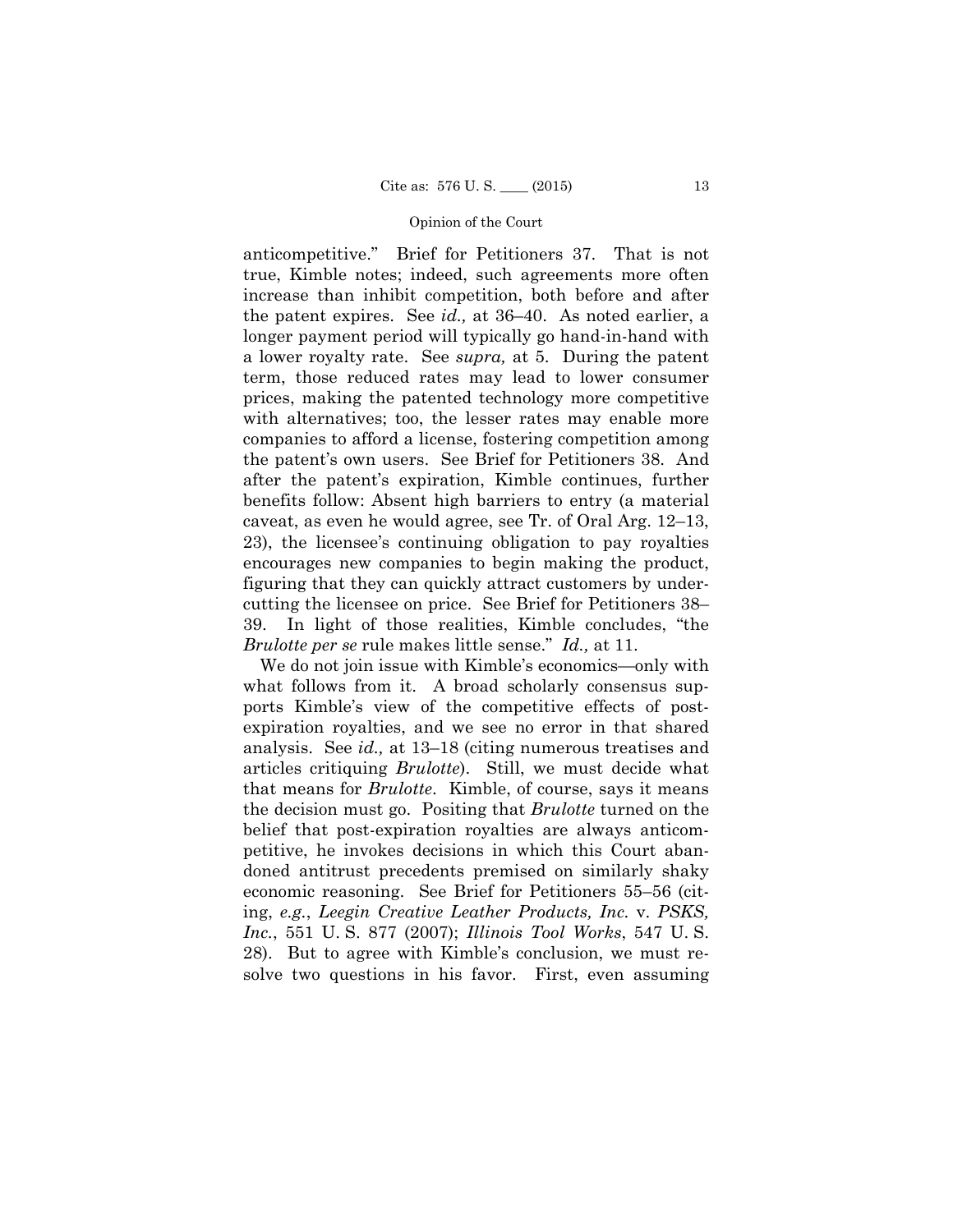anticompetitive." Brief for Petitioners 37. That is not true, Kimble notes; indeed, such agreements more often increase than inhibit competition, both before and after the patent expires. See *id.,* at 36–40. As noted earlier, a longer payment period will typically go hand-in-hand with a lower royalty rate. See *supra,* at 5. During the patent term, those reduced rates may lead to lower consumer prices, making the patented technology more competitive with alternatives; too, the lesser rates may enable more companies to afford a license, fostering competition among the patent's own users. See Brief for Petitioners 38. And after the patent's expiration, Kimble continues, further benefits follow: Absent high barriers to entry (a material caveat, as even he would agree, see Tr. of Oral Arg. 12–13, 23), the licensee's continuing obligation to pay royalties encourages new companies to begin making the product, figuring that they can quickly attract customers by undercutting the licensee on price. See Brief for Petitioners 38–39. In light of those realities, Kimble concludes, "the *Brulotte per se* rule makes little sense." *Id.,* at 11.

We do not join issue with Kimble's economics—only with what follows from it. A broad scholarly consensus supports Kimble's view of the competitive effects of post-expiration royalties, and we see no error in that shared analysis. See *id.,* at 13–18 (citing numerous treatises and articles critiquing *Brulotte*). Still, we must decide what that means for *Brulotte*. Kimble, of course, says it means the decision must go. Positing that *Brulotte* turned on the belief that post-expiration royalties are always anticompetitive, he invokes decisions in which this Court abandoned antitrust precedents premised on similarly shaky economic reasoning. See Brief for Petitioners 55–56 (citing, *e.g.*, *Leegin Creative Leather Products, Inc.* v. *PSKS, Inc.*, 551 U. S. 877 (2007); *Illinois Tool Works*, 547 U. S. 28). But to agree with Kimble's conclusion, we must resolve two questions in his favor. First, even assuming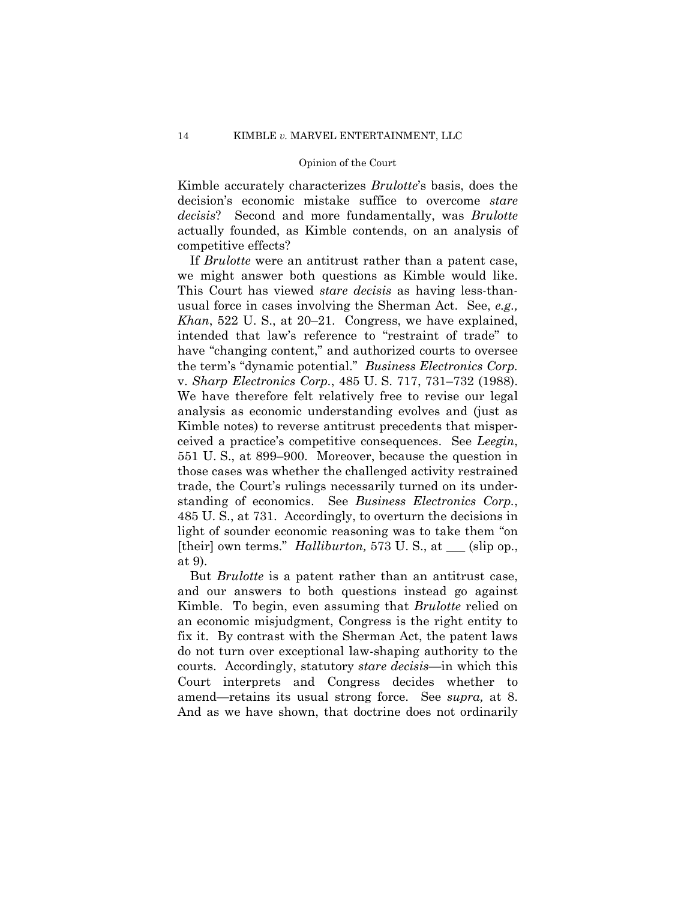Kimble accurately characterizes *Brulotte*'s basis, does the decision's economic mistake suffice to overcome *stare decisis*? Second and more fundamentally, was *Brulotte* actually founded, as Kimble contends, on an analysis of competitive effects?

If *Brulotte* were an antitrust rather than a patent case, we might answer both questions as Kimble would like. This Court has viewed *stare decisis* as having less-than-usual force in cases involving the Sherman Act. See, *e.g., Khan*, 522 U. S., at 20–21. Congress, we have explained, intended that law's reference to "restraint of trade" to have "changing content," and authorized courts to oversee the term's "dynamic potential." *Business Electronics Corp.* v. *Sharp Electronics Corp.*, 485 U. S. 717, 731–732 (1988). We have therefore felt relatively free to revise our legal analysis as economic understanding evolves and (just as Kimble notes) to reverse antitrust precedents that misperceived a practice's competitive consequences. See *Leegin*, 551 U. S., at 899–900. Moreover, because the question in those cases was whether the challenged activity restrained trade, the Court's rulings necessarily turned on its understanding of economics. See *Business Electronics Corp.*, 485 U. S., at 731. Accordingly, to overturn the decisions in light of sounder economic reasoning was to take them "on [their] own terms." *Halliburton,* 573 U. S., at ___ (slip op., at 9).

But *Brulotte* is a patent rather than an antitrust case, and our answers to both questions instead go against Kimble. To begin, even assuming that *Brulotte* relied on an economic misjudgment, Congress is the right entity to fix it. By contrast with the Sherman Act, the patent laws do not turn over exceptional law-shaping authority to the courts. Accordingly, statutory *stare decisis*—in which this Court interprets and Congress decides whether to amend—retains its usual strong force. See *supra,* at 8. And as we have shown, that doctrine does not ordinarily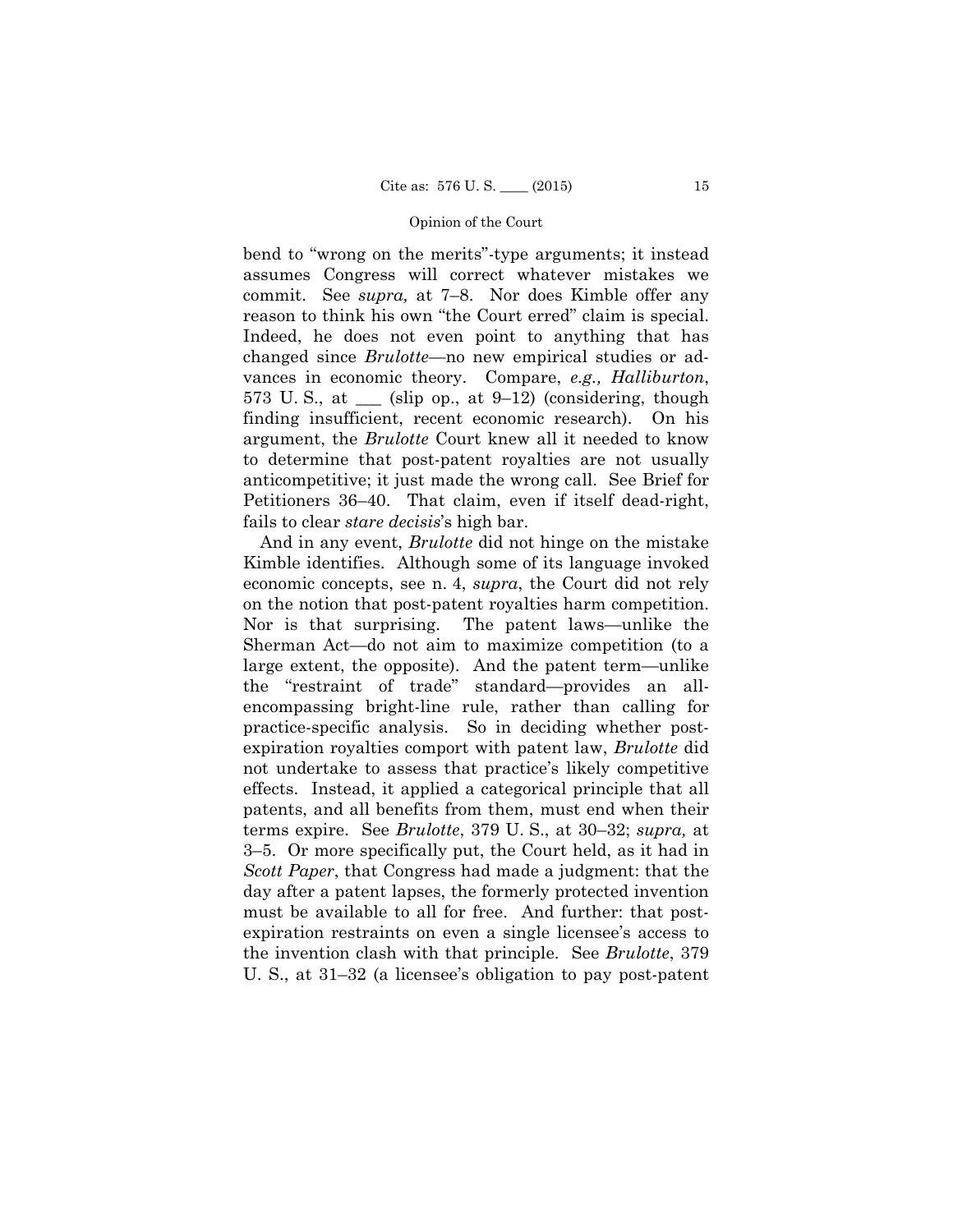bend to "wrong on the merits"-type arguments; it instead assumes Congress will correct whatever mistakes we commit. See *supra,* at 7–8. Nor does Kimble offer any reason to think his own "the Court erred" claim is special. Indeed, he does not even point to anything that has changed since *Brulotte*—no new empirical studies or advances in economic theory. Compare, *e.g., Halliburton*, 573 U. S., at ___ (slip op., at 9–12) (considering, though finding insufficient, recent economic research). On his argument, the *Brulotte* Court knew all it needed to know to determine that post-patent royalties are not usually anticompetitive; it just made the wrong call. See Brief for Petitioners 36–40. That claim, even if itself dead-right, fails to clear *stare decisis*'s high bar.

And in any event, *Brulotte* did not hinge on the mistake Kimble identifies. Although some of its language invoked economic concepts, see n. 4, *supra*, the Court did not rely on the notion that post-patent royalties harm competition. Nor is that surprising. The patent laws—unlike the Sherman Act—do not aim to maximize competition (to a large extent, the opposite). And the patent term—unlike the "restraint of trade" standard—provides an all-encompassing bright-line rule, rather than calling for practice-specific analysis. So in deciding whether post-expiration royalties comport with patent law, *Brulotte* did not undertake to assess that practice's likely competitive effects. Instead, it applied a categorical principle that all patents, and all benefits from them, must end when their terms expire. See *Brulotte*, 379 U. S., at 30–32; *supra,* at 3–5. Or more specifically put, the Court held, as it had in *Scott Paper*, that Congress had made a judgment: that the day after a patent lapses, the formerly protected invention must be available to all for free. And further: that post-expiration restraints on even a single licensee's access to the invention clash with that principle. See *Brulotte*, 379 U. S., at 31–32 (a licensee's obligation to pay post-patent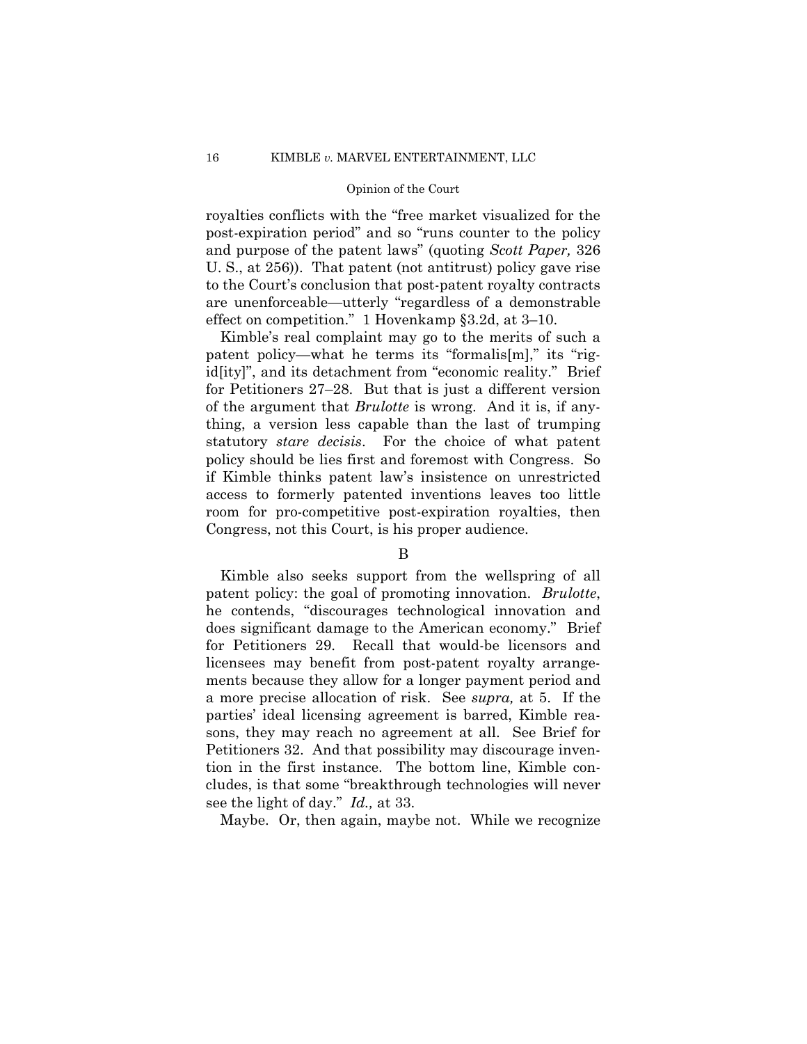royalties conflicts with the "free market visualized for the post-expiration period" and so "runs counter to the policy and purpose of the patent laws" (quoting *Scott Paper,* 326 U. S., at 256)). That patent (not antitrust) policy gave rise to the Court's conclusion that post-patent royalty contracts are unenforceable—utterly "regardless of a demonstrable effect on competition." 1 Hovenkamp §3.2d, at 3–10.

Kimble's real complaint may go to the merits of such a patent policy—what he terms its "formalis[m]," its "rigid[ity]", and its detachment from "economic reality." Brief for Petitioners 27–28. But that is just a different version of the argument that *Brulotte* is wrong. And it is, if anything, a version less capable than the last of trumping statutory *stare decisis*. For the choice of what patent policy should be lies first and foremost with Congress. So if Kimble thinks patent law's insistence on unrestricted access to formerly patented inventions leaves too little room for pro-competitive post-expiration royalties, then Congress, not this Court, is his proper audience.

B

Kimble also seeks support from the wellspring of all patent policy: the goal of promoting innovation. *Brulotte*, he contends, "discourages technological innovation and does significant damage to the American economy." Brief for Petitioners 29. Recall that would-be licensors and licensees may benefit from post-patent royalty arrangements because they allow for a longer payment period and a more precise allocation of risk. See *supra,* at 5. If the parties' ideal licensing agreement is barred, Kimble reasons, they may reach no agreement at all. See Brief for Petitioners 32. And that possibility may discourage invention in the first instance. The bottom line, Kimble concludes, is that some "breakthrough technologies will never see the light of day." *Id.,* at 33.

Maybe. Or, then again, maybe not. While we recognize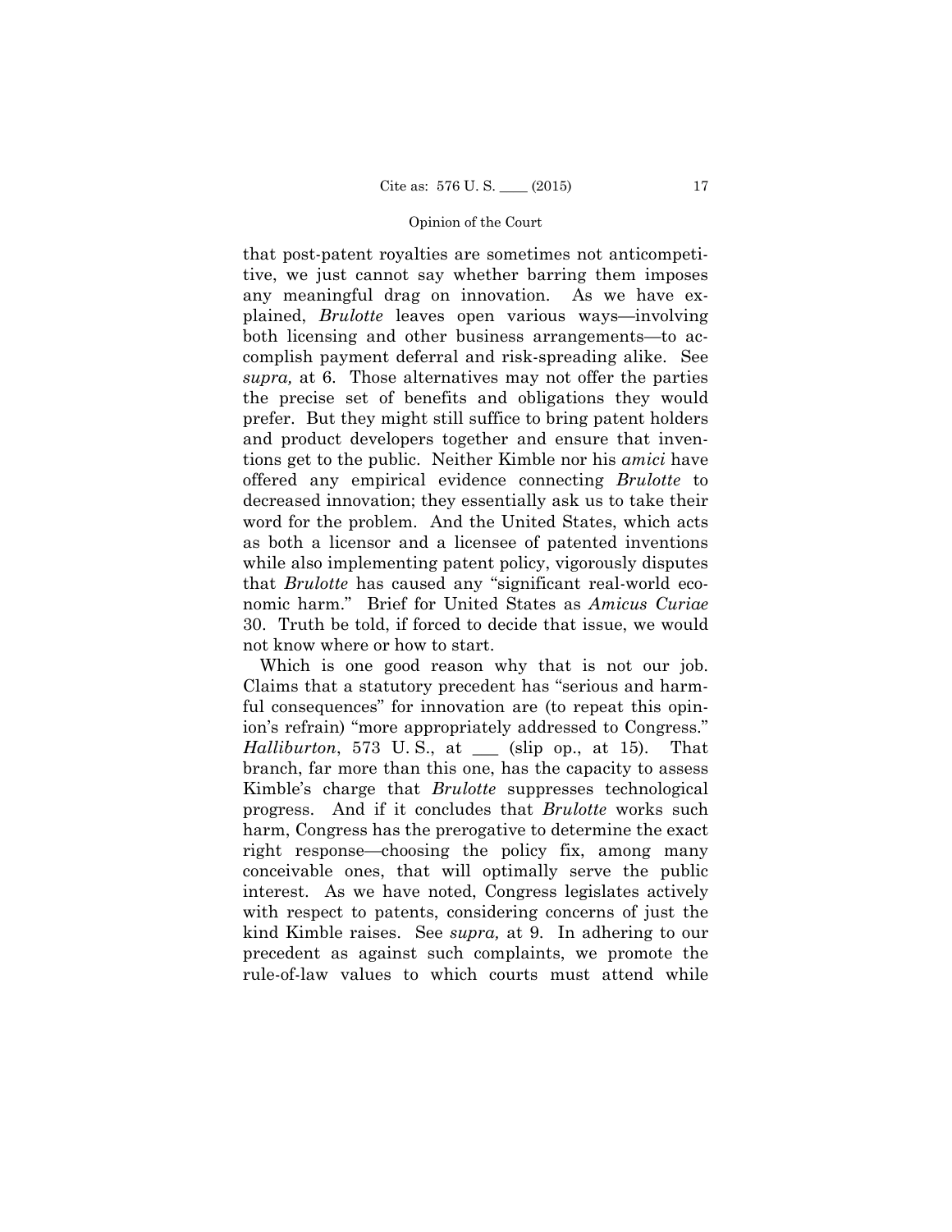that post-patent royalties are sometimes not anticompetitive, we just cannot say whether barring them imposes any meaningful drag on innovation. As we have explained, *Brulotte* leaves open various ways—involving both licensing and other business arrangements—to accomplish payment deferral and risk-spreading alike. See *supra,* at 6. Those alternatives may not offer the parties the precise set of benefits and obligations they would prefer. But they might still suffice to bring patent holders and product developers together and ensure that inventions get to the public. Neither Kimble nor his *amici* have offered any empirical evidence connecting *Brulotte* to decreased innovation; they essentially ask us to take their word for the problem. And the United States, which acts as both a licensor and a licensee of patented inventions while also implementing patent policy, vigorously disputes that *Brulotte* has caused any "significant real-world economic harm." Brief for United States as *Amicus Curiae* 30. Truth be told, if forced to decide that issue, we would not know where or how to start.

Which is one good reason why that is not our job. Claims that a statutory precedent has "serious and harmful consequences" for innovation are (to repeat this opinion's refrain) "more appropriately addressed to Congress." *Halliburton*, 573 U. S., at ___ (slip op., at 15). That branch, far more than this one, has the capacity to assess Kimble's charge that *Brulotte* suppresses technological progress. And if it concludes that *Brulotte* works such harm, Congress has the prerogative to determine the exact right response—choosing the policy fix, among many conceivable ones, that will optimally serve the public interest. As we have noted, Congress legislates actively with respect to patents, considering concerns of just the kind Kimble raises. See *supra,* at 9. In adhering to our precedent as against such complaints, we promote the rule-of-law values to which courts must attend while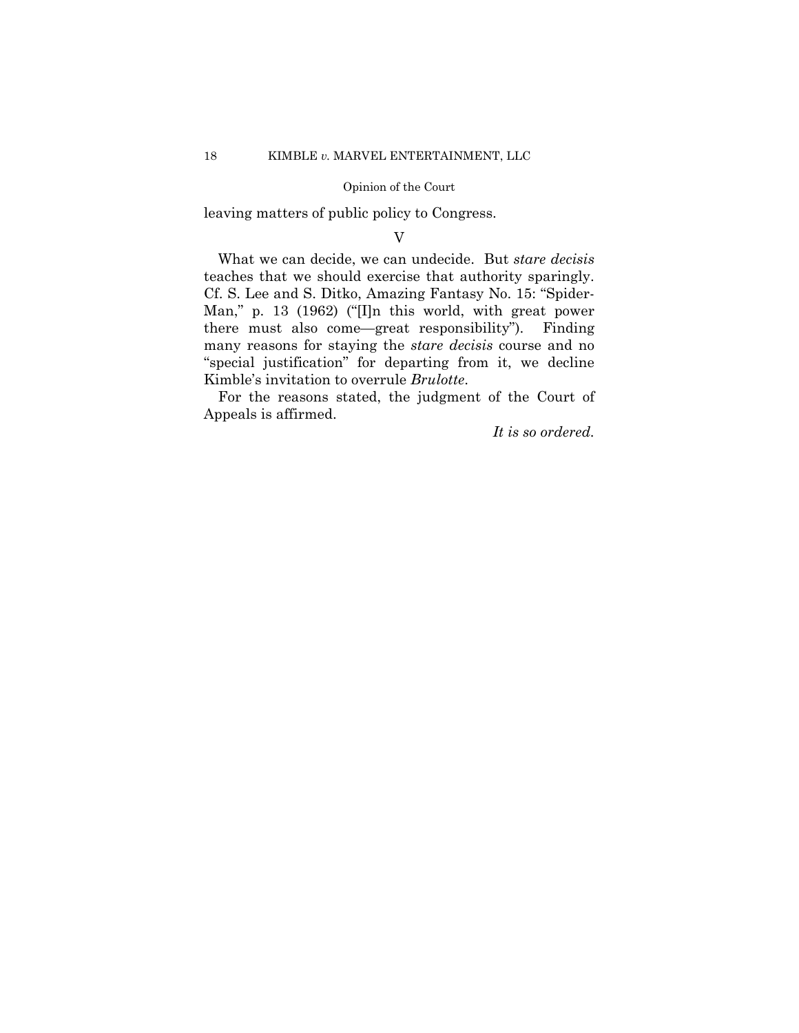leaving matters of public policy to Congress.

## V

What we can decide, we can undecide. But *stare decisis* teaches that we should exercise that authority sparingly. Cf. S. Lee and S. Ditko, Amazing Fantasy No. 15: "Spider-Man," p. 13 (1962) ("[I]n this world, with great power there must also come—great responsibility"). Finding many reasons for staying the *stare decisis* course and no "special justification" for departing from it, we decline Kimble's invitation to overrule *Brulotte*.

For the reasons stated, the judgment of the Court of Appeals is affirmed.

*It is so ordered.*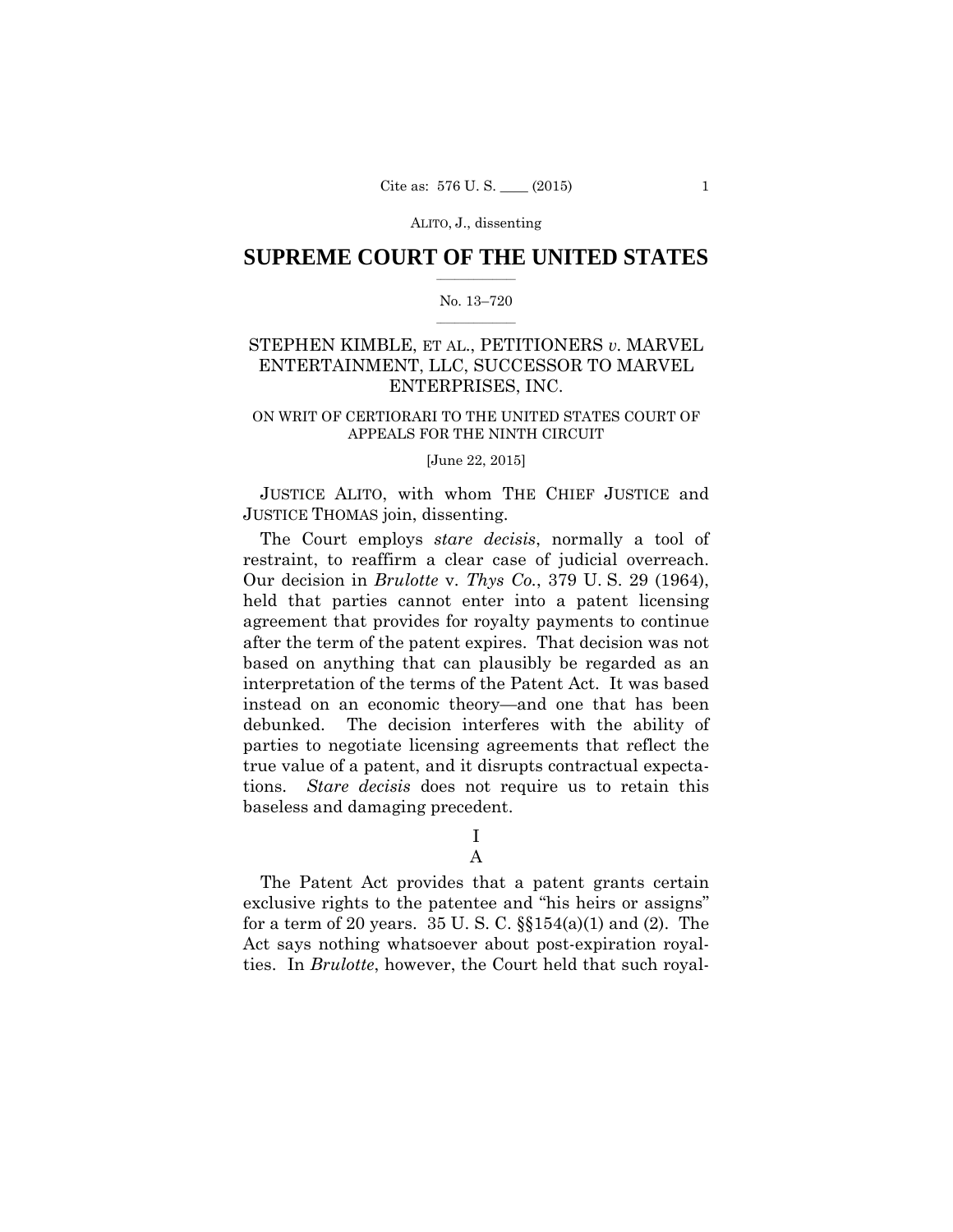# SUPREME COURT OF THE UNITED STATES

No. 13–720

STEPHEN KIMBLE, ET AL., PETITIONERS *v.* MARVEL ENTERTAINMENT, LLC, SUCCESSOR TO MARVEL ENTERPRISES, INC.

ON WRIT OF CERTIORARI TO THE UNITED STATES COURT OF APPEALS FOR THE NINTH CIRCUIT

[June 22, 2015]

JUSTICE ALITO, with whom THE CHIEF JUSTICE and JUSTICE THOMAS join, dissenting.

The Court employs *stare decisis*, normally a tool of restraint, to reaffirm a clear case of judicial overreach. Our decision in *Brulotte* v. *Thys Co.*, 379 U. S. 29 (1964), held that parties cannot enter into a patent licensing agreement that provides for royalty payments to continue after the term of the patent expires. That decision was not based on anything that can plausibly be regarded as an interpretation of the terms of the Patent Act. It was based instead on an economic theory—and one that has been debunked. The decision interferes with the ability of parties to negotiate licensing agreements that reflect the true value of a patent, and it disrupts contractual expectations. *Stare decisis* does not require us to retain this baseless and damaging precedent.

## I

### A

The Patent Act provides that a patent grants certain exclusive rights to the patentee and "his heirs or assigns" for a term of 20 years. 35 U. S. C. §§154(a)(1) and (2). The Act says nothing whatsoever about post-expiration royalties. In *Brulotte*, however, the Court held that such royal-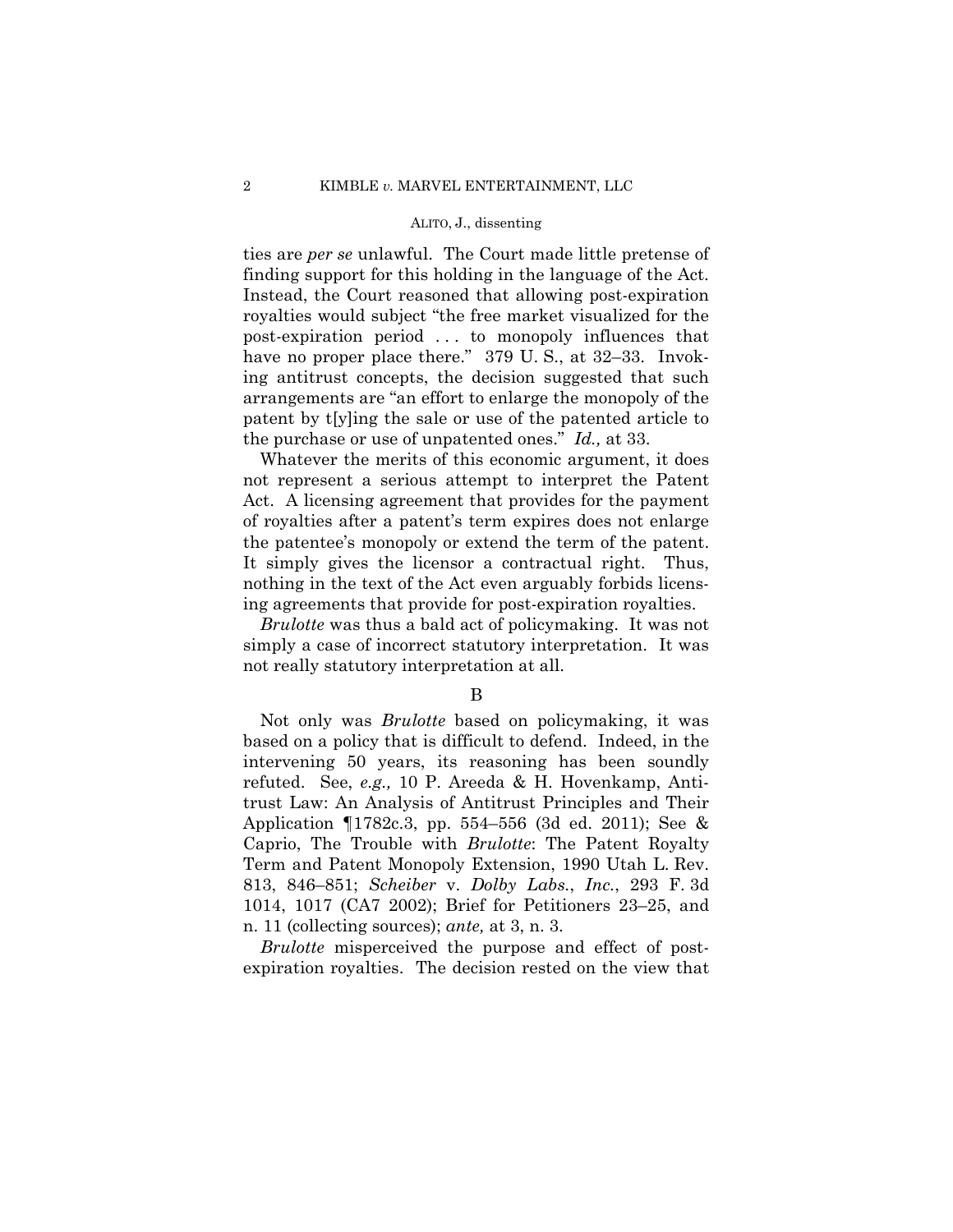ties are *per se* unlawful. The Court made little pretense of finding support for this holding in the language of the Act. Instead, the Court reasoned that allowing post-expiration royalties would subject "the free market visualized for the post-expiration period . . . to monopoly influences that have no proper place there." 379 U. S., at 32–33. Invoking antitrust concepts, the decision suggested that such arrangements are "an effort to enlarge the monopoly of the patent by t[y]ing the sale or use of the patented article to the purchase or use of unpatented ones." *Id.,* at 33.

Whatever the merits of this economic argument, it does not represent a serious attempt to interpret the Patent Act. A licensing agreement that provides for the payment of royalties after a patent's term expires does not enlarge the patentee's monopoly or extend the term of the patent. It simply gives the licensor a contractual right. Thus, nothing in the text of the Act even arguably forbids licensing agreements that provide for post-expiration royalties.

*Brulotte* was thus a bald act of policymaking. It was not simply a case of incorrect statutory interpretation. It was not really statutory interpretation at all.

B

Not only was *Brulotte* based on policymaking, it was based on a policy that is difficult to defend. Indeed, in the intervening 50 years, its reasoning has been soundly refuted. See, *e.g.,* 10 P. Areeda & H. Hovenkamp, Antitrust Law: An Analysis of Antitrust Principles and Their Application ¶1782c.3, pp. 554–556 (3d ed. 2011); See & Caprio, The Trouble with *Brulotte*: The Patent Royalty Term and Patent Monopoly Extension, 1990 Utah L. Rev. 813, 846–851; *Scheiber* v. *Dolby Labs.*, *Inc.*, 293 F. 3d 1014, 1017 (CA7 2002); Brief for Petitioners 23–25, and n. 11 (collecting sources); *ante,* at 3, n. 3.

*Brulotte* misperceived the purpose and effect of post-expiration royalties. The decision rested on the view that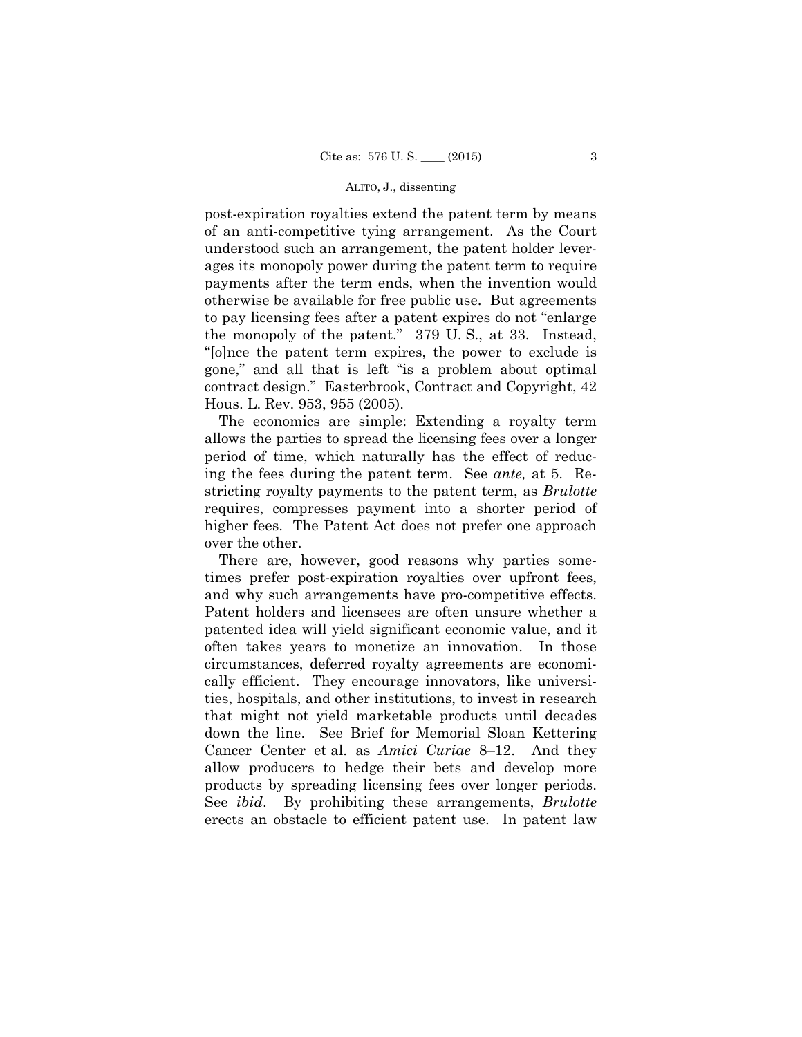post-expiration royalties extend the patent term by means of an anti-competitive tying arrangement. As the Court understood such an arrangement, the patent holder leverages its monopoly power during the patent term to require payments after the term ends, when the invention would otherwise be available for free public use. But agreements to pay licensing fees after a patent expires do not "enlarge the monopoly of the patent." 379 U. S., at 33. Instead, "[o]nce the patent term expires, the power to exclude is gone," and all that is left "is a problem about optimal contract design." Easterbrook, Contract and Copyright, 42 Hous. L. Rev. 953, 955 (2005).

The economics are simple: Extending a royalty term allows the parties to spread the licensing fees over a longer period of time, which naturally has the effect of reducing the fees during the patent term. See *ante,* at 5. Restricting royalty payments to the patent term, as *Brulotte* requires, compresses payment into a shorter period of higher fees. The Patent Act does not prefer one approach over the other.

There are, however, good reasons why parties sometimes prefer post-expiration royalties over upfront fees, and why such arrangements have pro-competitive effects. Patent holders and licensees are often unsure whether a patented idea will yield significant economic value, and it often takes years to monetize an innovation. In those circumstances, deferred royalty agreements are economically efficient. They encourage innovators, like universities, hospitals, and other institutions, to invest in research that might not yield marketable products until decades down the line. See Brief for Memorial Sloan Kettering Cancer Center et al. as *Amici Curiae* 8–12. And they allow producers to hedge their bets and develop more products by spreading licensing fees over longer periods. See *ibid*. By prohibiting these arrangements, *Brulotte* erects an obstacle to efficient patent use. In patent law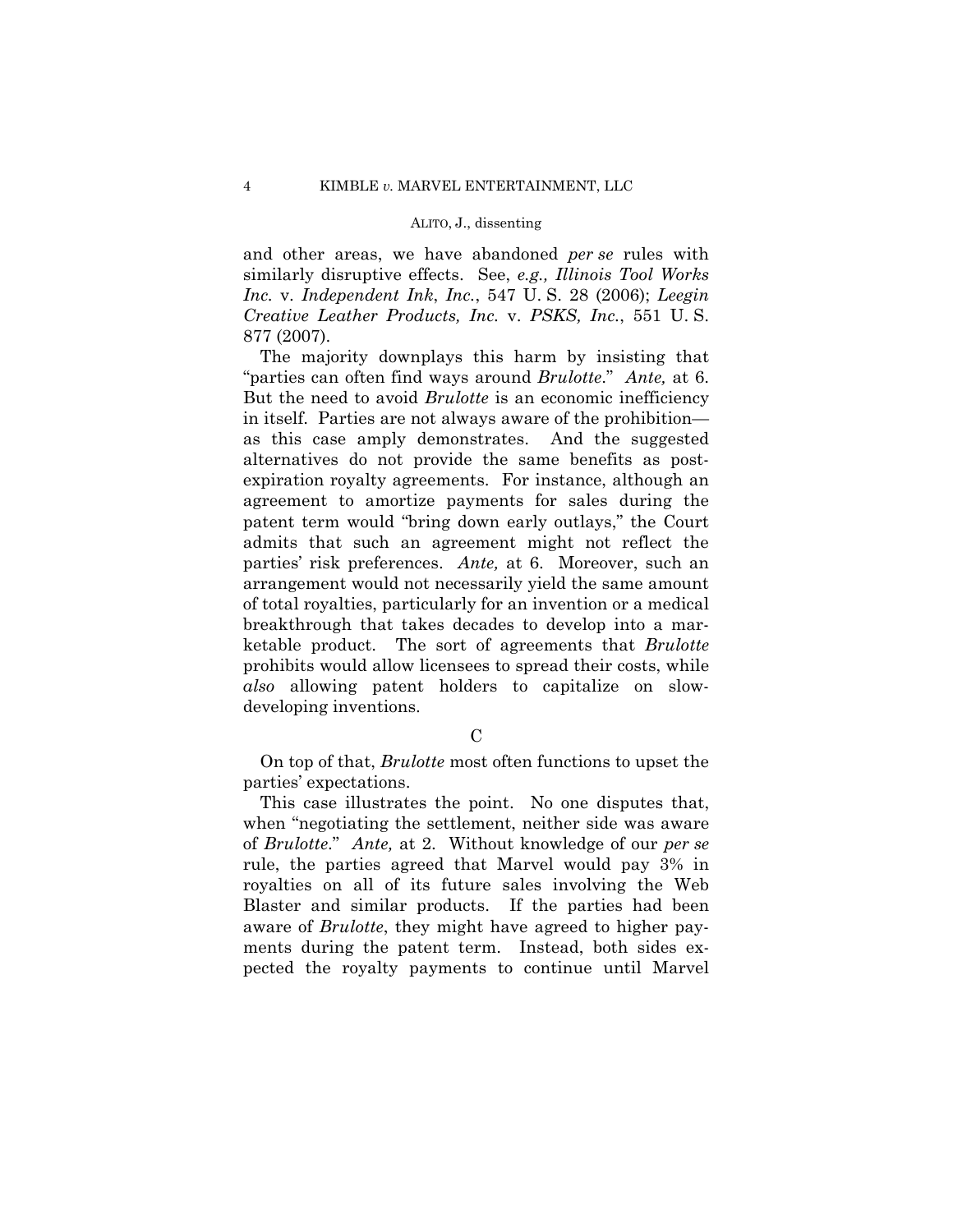and other areas, we have abandoned *per se* rules with similarly disruptive effects. See, *e.g., Illinois Tool Works Inc.* v. *Independent Ink*, *Inc.*, 547 U. S. 28 (2006); *Leegin Creative Leather Products, Inc.* v. *PSKS, Inc.*, 551 U. S. 877 (2007).

The majority downplays this harm by insisting that "parties can often find ways around *Brulotte*." *Ante,* at 6. But the need to avoid *Brulotte* is an economic inefficiency in itself. Parties are not always aware of the prohibition—as this case amply demonstrates. And the suggested alternatives do not provide the same benefits as post-expiration royalty agreements. For instance, although an agreement to amortize payments for sales during the patent term would "bring down early outlays," the Court admits that such an agreement might not reflect the parties' risk preferences. *Ante,* at 6. Moreover, such an arrangement would not necessarily yield the same amount of total royalties, particularly for an invention or a medical breakthrough that takes decades to develop into a marketable product. The sort of agreements that *Brulotte* prohibits would allow licensees to spread their costs, while *also* allowing patent holders to capitalize on slow-developing inventions.

C

On top of that, *Brulotte* most often functions to upset the parties' expectations.

This case illustrates the point. No one disputes that, when "negotiating the settlement, neither side was aware of *Brulotte*." *Ante,* at 2. Without knowledge of our *per se* rule, the parties agreed that Marvel would pay 3% in royalties on all of its future sales involving the Web Blaster and similar products. If the parties had been aware of *Brulotte*, they might have agreed to higher payments during the patent term. Instead, both sides expected the royalty payments to continue until Marvel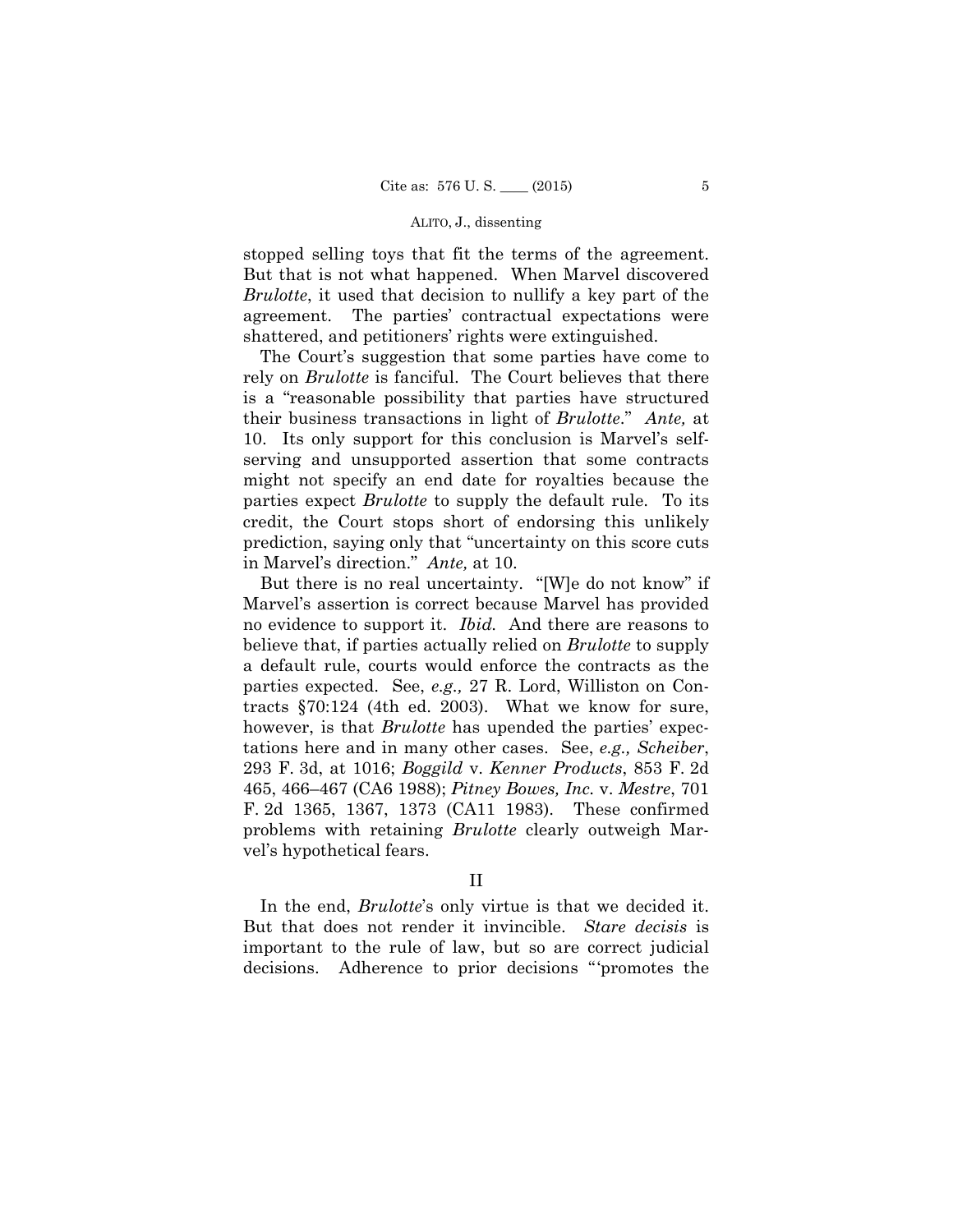stopped selling toys that fit the terms of the agreement. But that is not what happened. When Marvel discovered *Brulotte*, it used that decision to nullify a key part of the agreement. The parties' contractual expectations were shattered, and petitioners' rights were extinguished.

The Court's suggestion that some parties have come to rely on *Brulotte* is fanciful. The Court believes that there is a "reasonable possibility that parties have structured their business transactions in light of *Brulotte*." *Ante,* at 10. Its only support for this conclusion is Marvel's self-serving and unsupported assertion that some contracts might not specify an end date for royalties because the parties expect *Brulotte* to supply the default rule. To its credit, the Court stops short of endorsing this unlikely prediction, saying only that "uncertainty on this score cuts in Marvel's direction." *Ante,* at 10.

But there is no real uncertainty. "[W]e do not know" if Marvel's assertion is correct because Marvel has provided no evidence to support it. *Ibid.* And there are reasons to believe that, if parties actually relied on *Brulotte* to supply a default rule, courts would enforce the contracts as the parties expected. See, *e.g.,* 27 R. Lord, Williston on Contracts §70:124 (4th ed. 2003). What we know for sure, however, is that *Brulotte* has upended the parties' expectations here and in many other cases. See, *e.g., Scheiber*, 293 F. 3d, at 1016; *Boggild* v. *Kenner Products*, 853 F. 2d 465, 466–467 (CA6 1988); *Pitney Bowes, Inc.* v. *Mestre*, 701 F. 2d 1365, 1367, 1373 (CA11 1983). These confirmed problems with retaining *Brulotte* clearly outweigh Marvel's hypothetical fears.

## II

In the end, *Brulotte*'s only virtue is that we decided it. But that does not render it invincible. *Stare decisis* is important to the rule of law, but so are correct judicial decisions. Adherence to prior decisions "'promotes the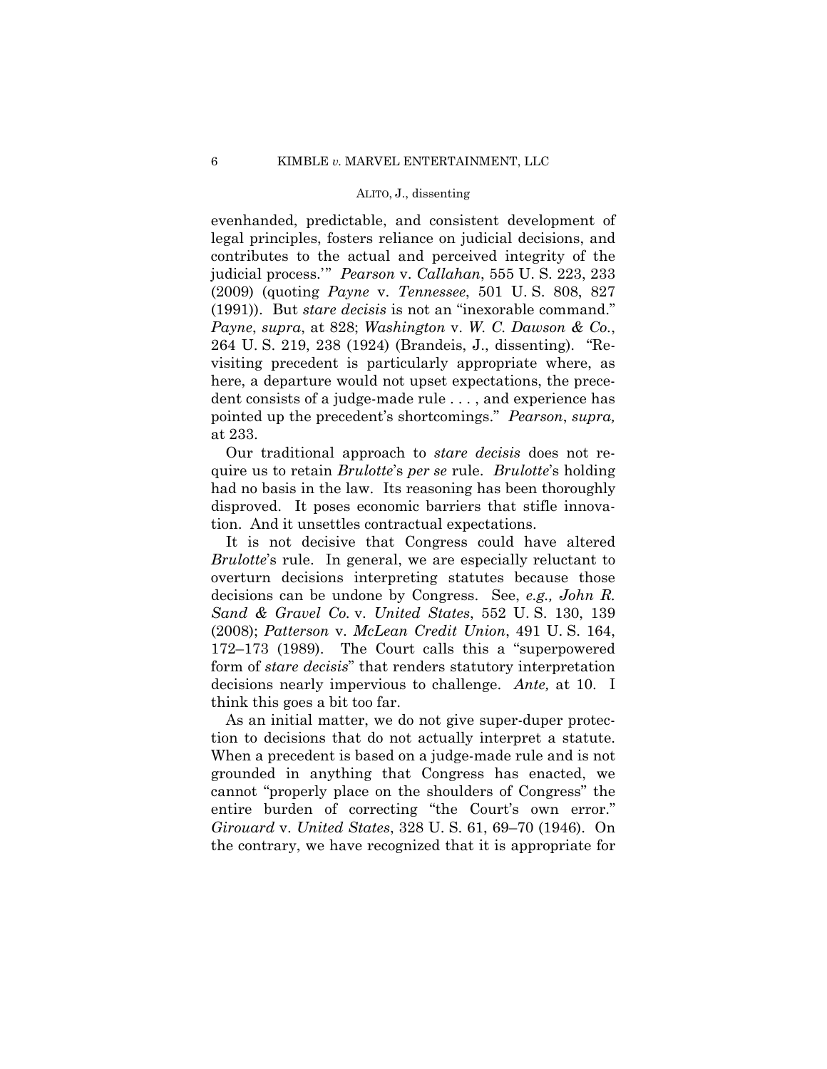evenhanded, predictable, and consistent development of legal principles, fosters reliance on judicial decisions, and contributes to the actual and perceived integrity of the judicial process.'" *Pearson* v. *Callahan*, 555 U. S. 223, 233 (2009) (quoting *Payne* v. *Tennessee*, 501 U. S. 808, 827 (1991)). But *stare decisis* is not an "inexorable command." *Payne*, *supra*, at 828; *Washington* v. *W. C. Dawson & Co.*, 264 U. S. 219, 238 (1924) (Brandeis, J., dissenting). "Revisiting precedent is particularly appropriate where, as here, a departure would not upset expectations, the precedent consists of a judge-made rule . . . , and experience has pointed up the precedent's shortcomings." *Pearson*, *supra,* at 233.

Our traditional approach to *stare decisis* does not require us to retain *Brulotte*'s *per se* rule. *Brulotte*'s holding had no basis in the law. Its reasoning has been thoroughly disproved. It poses economic barriers that stifle innovation. And it unsettles contractual expectations.

It is not decisive that Congress could have altered *Brulotte*'s rule. In general, we are especially reluctant to overturn decisions interpreting statutes because those decisions can be undone by Congress. See, *e.g., John R. Sand & Gravel Co.* v. *United States*, 552 U. S. 130, 139 (2008); *Patterson* v. *McLean Credit Union*, 491 U. S. 164, 172–173 (1989). The Court calls this a "superpowered form of *stare decisis*" that renders statutory interpretation decisions nearly impervious to challenge. *Ante,* at 10. I think this goes a bit too far.

As an initial matter, we do not give super-duper protection to decisions that do not actually interpret a statute. When a precedent is based on a judge-made rule and is not grounded in anything that Congress has enacted, we cannot "properly place on the shoulders of Congress" the entire burden of correcting "the Court's own error." *Girouard* v. *United States*, 328 U. S. 61, 69–70 (1946). On the contrary, we have recognized that it is appropriate for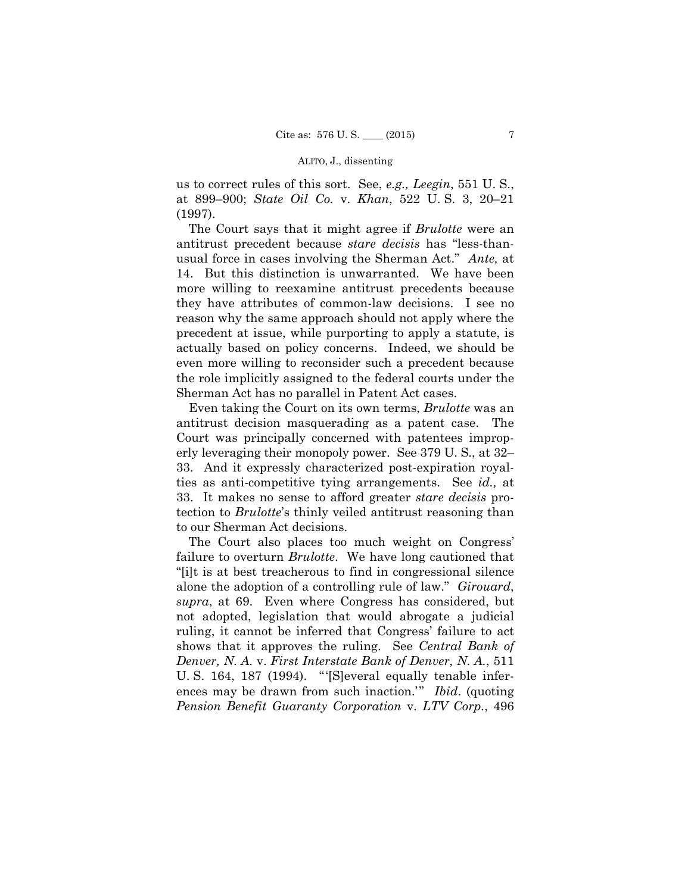us to correct rules of this sort. See, *e.g., Leegin*, 551 U. S., at 899–900; *State Oil Co.* v. *Khan*, 522 U. S. 3, 20–21 (1997).

The Court says that it might agree if *Brulotte* were an antitrust precedent because *stare decisis* has "less-than-usual force in cases involving the Sherman Act." *Ante,* at 14. But this distinction is unwarranted. We have been more willing to reexamine antitrust precedents because they have attributes of common-law decisions. I see no reason why the same approach should not apply where the precedent at issue, while purporting to apply a statute, is actually based on policy concerns. Indeed, we should be even more willing to reconsider such a precedent because the role implicitly assigned to the federal courts under the Sherman Act has no parallel in Patent Act cases.

Even taking the Court on its own terms, *Brulotte* was an antitrust decision masquerading as a patent case. The Court was principally concerned with patentees improperly leveraging their monopoly power. See 379 U. S., at 32–33. And it expressly characterized post-expiration royalties as anti-competitive tying arrangements. See *id.,* at 33. It makes no sense to afford greater *stare decisis* protection to *Brulotte*'s thinly veiled antitrust reasoning than to our Sherman Act decisions.

The Court also places too much weight on Congress' failure to overturn *Brulotte*. We have long cautioned that "[i]t is at best treacherous to find in congressional silence alone the adoption of a controlling rule of law." *Girouard*, *supra*, at 69. Even where Congress has considered, but not adopted, legislation that would abrogate a judicial ruling, it cannot be inferred that Congress' failure to act shows that it approves the ruling. See *Central Bank of Denver, N. A.* v. *First Interstate Bank of Denver, N. A.*, 511 U. S. 164, 187 (1994). "'[S]everal equally tenable inferences may be drawn from such inaction.'" *Ibid*. (quoting *Pension Benefit Guaranty Corporation* v. *LTV Corp.*, 496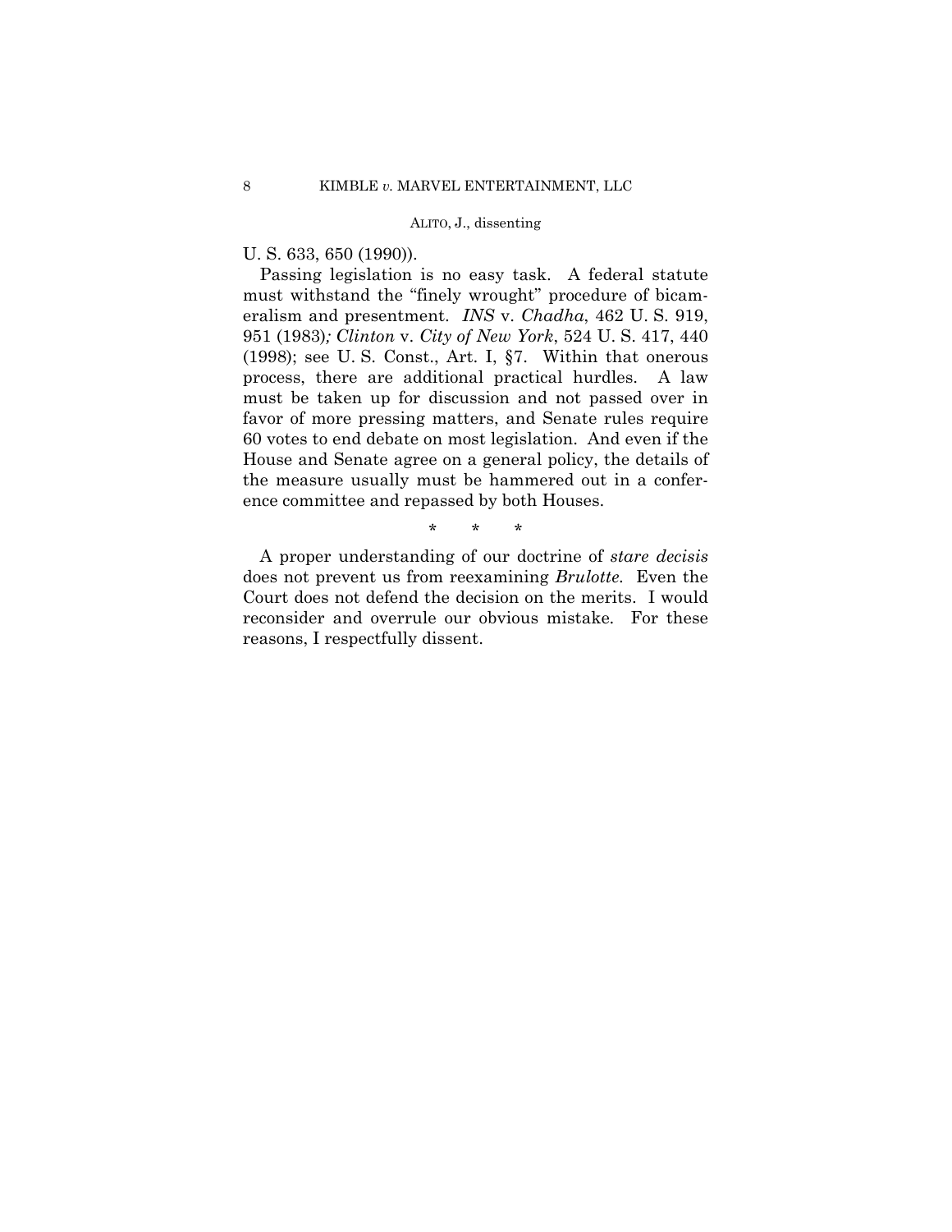U. S. 633, 650 (1990)).

Passing legislation is no easy task. A federal statute must withstand the "finely wrought" procedure of bicameralism and presentment. *INS* v. *Chadha*, 462 U. S. 919, 951 (1983)*; Clinton* v. *City of New York*, 524 U. S. 417, 440 (1998); see U. S. Const., Art. I, §7. Within that onerous process, there are additional practical hurdles. A law must be taken up for discussion and not passed over in favor of more pressing matters, and Senate rules require 60 votes to end debate on most legislation. And even if the House and Senate agree on a general policy, the details of the measure usually must be hammered out in a conference committee and repassed by both Houses.

\* \* \*

A proper understanding of our doctrine of *stare decisis* does not prevent us from reexamining *Brulotte.* Even the Court does not defend the decision on the merits. I would reconsider and overrule our obvious mistake. For these reasons, I respectfully dissent.